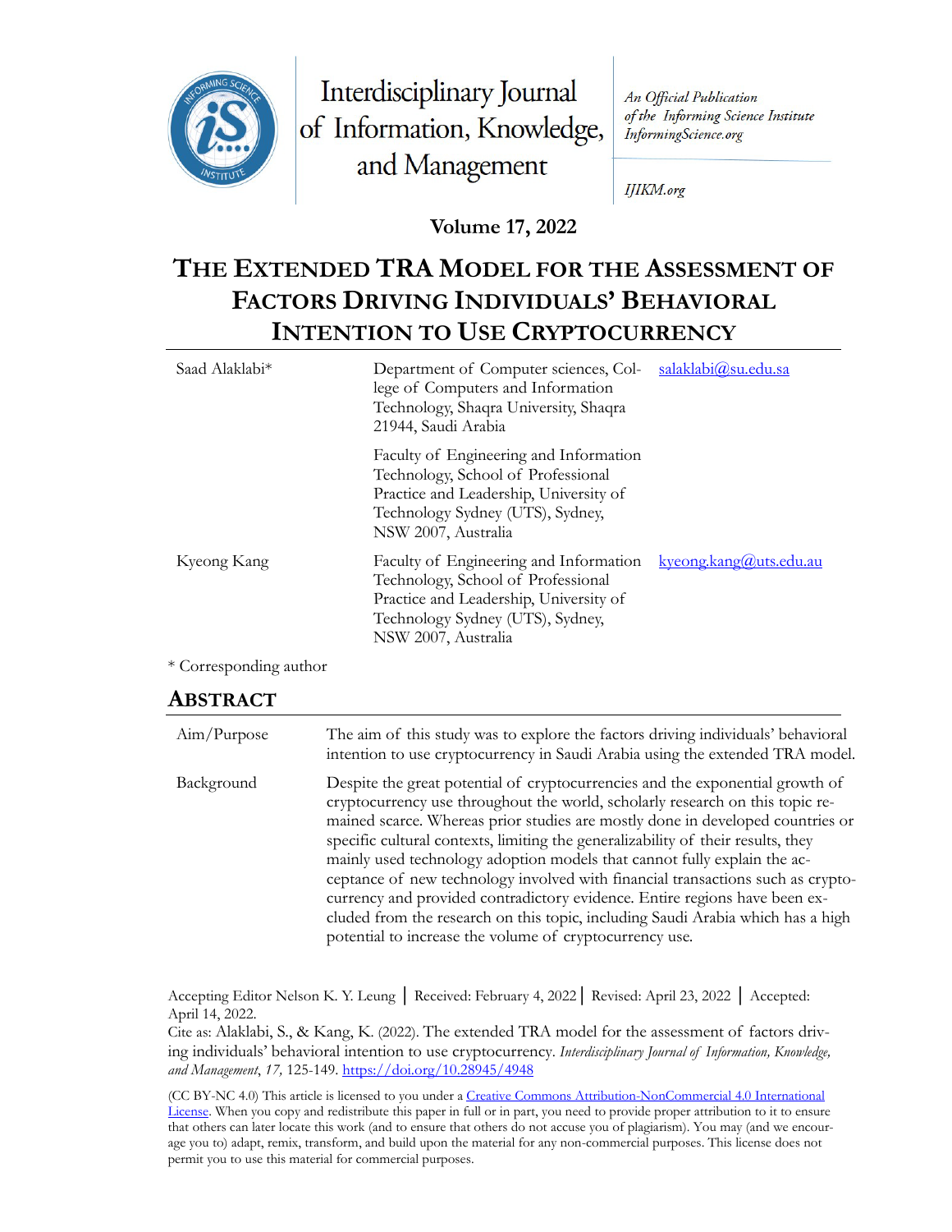Interdisciplinary Journal of Information, Knowledge, and Management

An Official Publication of the Informing Science Institute InformingScience.org

IJIKM.org

**Volume 17, 2022**

# THE EXTENDED TRA MODEL FOR THE ASSESSMENT OF FACTORS DRIVING INDIVIDUALS' BEHAVIORAL INTENTION TO USE CRYPTOCURRENCY

| | | |
|---|---|---|
| Saad Alaklabi* | Department of Computer sciences, College of Computers and Information Technology, Shaqra University, Shaqra 21944, Saudi Arabia | salaklabi@su.edu.sa |
| | Faculty of Engineering and Information Technology, School of Professional Practice and Leadership, University of Technology Sydney (UTS), Sydney, NSW 2007, Australia | |
| Kyeong Kang | Faculty of Engineering and Information Technology, School of Professional Practice and Leadership, University of Technology Sydney (UTS), Sydney, NSW 2007, Australia | kyeong.kang@uts.edu.au |

\* Corresponding author

## ABSTRACT

| | |
|---|---|
| Aim/Purpose | The aim of this study was to explore the factors driving individuals' behavioral intention to use cryptocurrency in Saudi Arabia using the extended TRA model. |
| Background | Despite the great potential of cryptocurrencies and the exponential growth of cryptocurrency use throughout the world, scholarly research on this topic remained scarce. Whereas prior studies are mostly done in developed countries or specific cultural contexts, limiting the generalizability of their results, they mainly used technology adoption models that cannot fully explain the acceptance of new technology involved with financial transactions such as cryptocurrency and provided contradictory evidence. Entire regions have been excluded from the research on this topic, including Saudi Arabia which has a high potential to increase the volume of cryptocurrency use. |

Accepting Editor Nelson K. Y. Leung │ Received: February 4, 2022│ Revised: April 23, 2022 │ Accepted: April 14, 2022.

Cite as: Alaklabi, S., & Kang, K. (2022). The extended TRA model for the assessment of factors driving individuals' behavioral intention to use cryptocurrency. *Interdisciplinary Journal of Information, Knowledge, and Management*, *17,* 125-149. https://doi.org/10.28945/4948

(CC BY-NC 4.0) This article is licensed to you under a Creative Commons Attribution-NonCommercial 4.0 International License. When you copy and redistribute this paper in full or in part, you need to provide proper attribution to it to ensure that others can later locate this work (and to ensure that others do not accuse you of plagiarism). You may (and we encourage you to) adapt, remix, transform, and build upon the material for any non-commercial purposes. This license does not permit you to use this material for commercial purposes.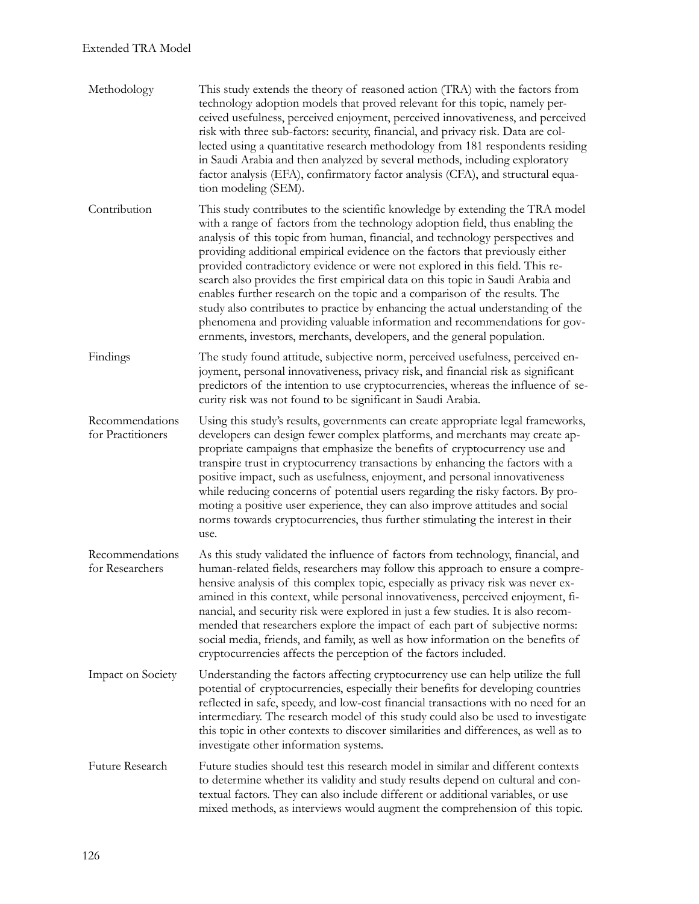| | |
|---|---|
| Methodology | This study extends the theory of reasoned action (TRA) with the factors from technology adoption models that proved relevant for this topic, namely perceived usefulness, perceived enjoyment, perceived innovativeness, and perceived risk with three sub-factors: security, financial, and privacy risk. Data are collected using a quantitative research methodology from 181 respondents residing in Saudi Arabia and then analyzed by several methods, including exploratory factor analysis (EFA), confirmatory factor analysis (CFA), and structural equation modeling (SEM). |
| Contribution | This study contributes to the scientific knowledge by extending the TRA model with a range of factors from the technology adoption field, thus enabling the analysis of this topic from human, financial, and technology perspectives and providing additional empirical evidence on the factors that previously either provided contradictory evidence or were not explored in this field. This research also provides the first empirical data on this topic in Saudi Arabia and enables further research on the topic and a comparison of the results. The study also contributes to practice by enhancing the actual understanding of the phenomena and providing valuable information and recommendations for governments, investors, merchants, developers, and the general population. |
| Findings | The study found attitude, subjective norm, perceived usefulness, perceived enjoyment, personal innovativeness, privacy risk, and financial risk as significant predictors of the intention to use cryptocurrencies, whereas the influence of security risk was not found to be significant in Saudi Arabia. |
| Recommendations for Practitioners | Using this study's results, governments can create appropriate legal frameworks, developers can design fewer complex platforms, and merchants may create appropriate campaigns that emphasize the benefits of cryptocurrency use and transpire trust in cryptocurrency transactions by enhancing the factors with a positive impact, such as usefulness, enjoyment, and personal innovativeness while reducing concerns of potential users regarding the risky factors. By promoting a positive user experience, they can also improve attitudes and social norms towards cryptocurrencies, thus further stimulating the interest in their use. |
| Recommendations for Researchers | As this study validated the influence of factors from technology, financial, and human-related fields, researchers may follow this approach to ensure a comprehensive analysis of this complex topic, especially as privacy risk was never examined in this context, while personal innovativeness, perceived enjoyment, financial, and security risk were explored in just a few studies. It is also recommended that researchers explore the impact of each part of subjective norms: social media, friends, and family, as well as how information on the benefits of cryptocurrencies affects the perception of the factors included. |
| Impact on Society | Understanding the factors affecting cryptocurrency use can help utilize the full potential of cryptocurrencies, especially their benefits for developing countries reflected in safe, speedy, and low-cost financial transactions with no need for an intermediary. The research model of this study could also be used to investigate this topic in other contexts to discover similarities and differences, as well as to investigate other information systems. |
| Future Research | Future studies should test this research model in similar and different contexts to determine whether its validity and study results depend on cultural and contextual factors. They can also include different or additional variables, or use mixed methods, as interviews would augment the comprehension of this topic. |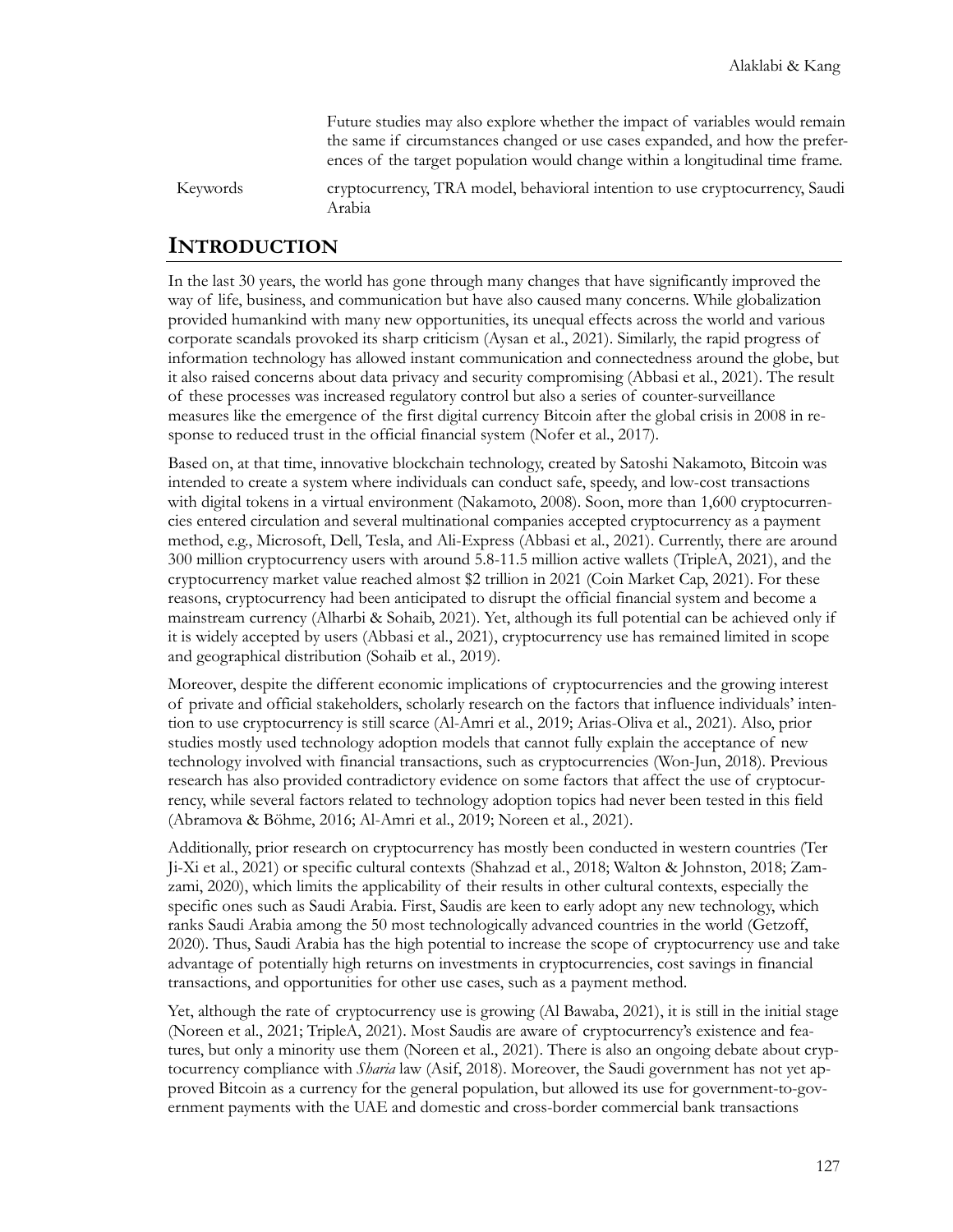Future studies may also explore whether the impact of variables would remain the same if circumstances changed or use cases expanded, and how the preferences of the target population would change within a longitudinal time frame.

Keywords cryptocurrency, TRA model, behavioral intention to use cryptocurrency, Saudi Arabia

## INTRODUCTION

In the last 30 years, the world has gone through many changes that have significantly improved the way of life, business, and communication but have also caused many concerns. While globalization provided humankind with many new opportunities, its unequal effects across the world and various corporate scandals provoked its sharp criticism (Aysan et al., 2021). Similarly, the rapid progress of information technology has allowed instant communication and connectedness around the globe, but it also raised concerns about data privacy and security compromising (Abbasi et al., 2021). The result of these processes was increased regulatory control but also a series of counter-surveillance measures like the emergence of the first digital currency Bitcoin after the global crisis in 2008 in response to reduced trust in the official financial system (Nofer et al., 2017).

Based on, at that time, innovative blockchain technology, created by Satoshi Nakamoto, Bitcoin was intended to create a system where individuals can conduct safe, speedy, and low-cost transactions with digital tokens in a virtual environment (Nakamoto, 2008). Soon, more than 1,600 cryptocurrencies entered circulation and several multinational companies accepted cryptocurrency as a payment method, e.g., Microsoft, Dell, Tesla, and Ali-Express (Abbasi et al., 2021). Currently, there are around 300 million cryptocurrency users with around 5.8-11.5 million active wallets (TripleA, 2021), and the cryptocurrency market value reached almost $2 trillion in 2021 (Coin Market Cap, 2021). For these reasons, cryptocurrency had been anticipated to disrupt the official financial system and become a mainstream currency (Alharbi & Sohaib, 2021). Yet, although its full potential can be achieved only if it is widely accepted by users (Abbasi et al., 2021), cryptocurrency use has remained limited in scope and geographical distribution (Sohaib et al., 2019).

Moreover, despite the different economic implications of cryptocurrencies and the growing interest of private and official stakeholders, scholarly research on the factors that influence individuals' intention to use cryptocurrency is still scarce (Al-Amri et al., 2019; Arias-Oliva et al., 2021). Also, prior studies mostly used technology adoption models that cannot fully explain the acceptance of new technology involved with financial transactions, such as cryptocurrencies (Won-Jun, 2018). Previous research has also provided contradictory evidence on some factors that affect the use of cryptocurrency, while several factors related to technology adoption topics had never been tested in this field (Abramova & Böhme, 2016; Al-Amri et al., 2019; Noreen et al., 2021).

Additionally, prior research on cryptocurrency has mostly been conducted in western countries (Ter Ji-Xi et al., 2021) or specific cultural contexts (Shahzad et al., 2018; Walton & Johnston, 2018; Zamzami, 2020), which limits the applicability of their results in other cultural contexts, especially the specific ones such as Saudi Arabia. First, Saudis are keen to early adopt any new technology, which ranks Saudi Arabia among the 50 most technologically advanced countries in the world (Getzoff, 2020). Thus, Saudi Arabia has the high potential to increase the scope of cryptocurrency use and take advantage of potentially high returns on investments in cryptocurrencies, cost savings in financial transactions, and opportunities for other use cases, such as a payment method.

Yet, although the rate of cryptocurrency use is growing (Al Bawaba, 2021), it is still in the initial stage (Noreen et al., 2021; TripleA, 2021). Most Saudis are aware of cryptocurrency's existence and features, but only a minority use them (Noreen et al., 2021). There is also an ongoing debate about cryptocurrency compliance with *Sharia* law (Asif, 2018). Moreover, the Saudi government has not yet approved Bitcoin as a currency for the general population, but allowed its use for government-to-government payments with the UAE and domestic and cross-border commercial bank transactions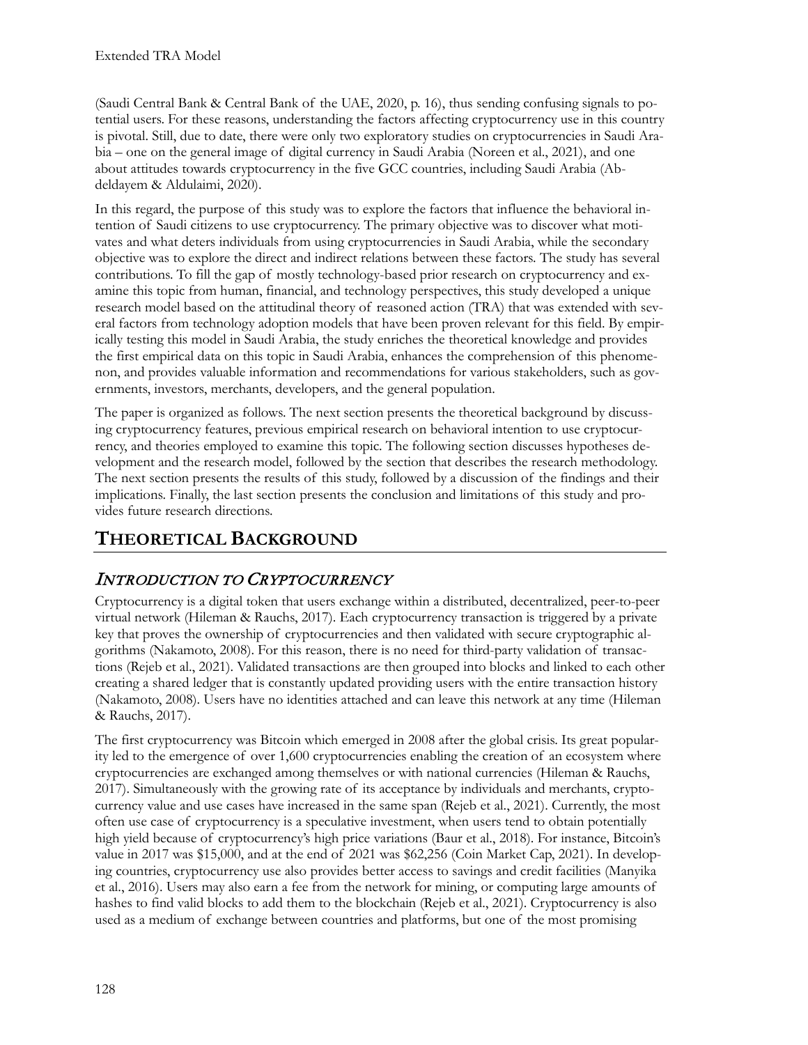(Saudi Central Bank & Central Bank of the UAE, 2020, p. 16), thus sending confusing signals to potential users. For these reasons, understanding the factors affecting cryptocurrency use in this country is pivotal. Still, due to date, there were only two exploratory studies on cryptocurrencies in Saudi Arabia – one on the general image of digital currency in Saudi Arabia (Noreen et al., 2021), and one about attitudes towards cryptocurrency in the five GCC countries, including Saudi Arabia (Abdeldayem & Aldulaimi, 2020).

In this regard, the purpose of this study was to explore the factors that influence the behavioral intention of Saudi citizens to use cryptocurrency. The primary objective was to discover what motivates and what deters individuals from using cryptocurrencies in Saudi Arabia, while the secondary objective was to explore the direct and indirect relations between these factors. The study has several contributions. To fill the gap of mostly technology-based prior research on cryptocurrency and examine this topic from human, financial, and technology perspectives, this study developed a unique research model based on the attitudinal theory of reasoned action (TRA) that was extended with several factors from technology adoption models that have been proven relevant for this field. By empirically testing this model in Saudi Arabia, the study enriches the theoretical knowledge and provides the first empirical data on this topic in Saudi Arabia, enhances the comprehension of this phenomenon, and provides valuable information and recommendations for various stakeholders, such as governments, investors, merchants, developers, and the general population.

The paper is organized as follows. The next section presents the theoretical background by discussing cryptocurrency features, previous empirical research on behavioral intention to use cryptocurrency, and theories employed to examine this topic. The following section discusses hypotheses development and the research model, followed by the section that describes the research methodology. The next section presents the results of this study, followed by a discussion of the findings and their implications. Finally, the last section presents the conclusion and limitations of this study and provides future research directions.

## THEORETICAL BACKGROUND

### *INTRODUCTION TO CRYPTOCURRENCY*

Cryptocurrency is a digital token that users exchange within a distributed, decentralized, peer-to-peer virtual network (Hileman & Rauchs, 2017). Each cryptocurrency transaction is triggered by a private key that proves the ownership of cryptocurrencies and then validated with secure cryptographic algorithms (Nakamoto, 2008). For this reason, there is no need for third-party validation of transactions (Rejeb et al., 2021). Validated transactions are then grouped into blocks and linked to each other creating a shared ledger that is constantly updated providing users with the entire transaction history (Nakamoto, 2008). Users have no identities attached and can leave this network at any time (Hileman & Rauchs, 2017).

The first cryptocurrency was Bitcoin which emerged in 2008 after the global crisis. Its great popularity led to the emergence of over 1,600 cryptocurrencies enabling the creation of an ecosystem where cryptocurrencies are exchanged among themselves or with national currencies (Hileman & Rauchs, 2017). Simultaneously with the growing rate of its acceptance by individuals and merchants, cryptocurrency value and use cases have increased in the same span (Rejeb et al., 2021). Currently, the most often use case of cryptocurrency is a speculative investment, when users tend to obtain potentially high yield because of cryptocurrency's high price variations (Baur et al., 2018). For instance, Bitcoin's value in 2017 was $15,000, and at the end of 2021 was $62,256 (Coin Market Cap, 2021). In developing countries, cryptocurrency use also provides better access to savings and credit facilities (Manyika et al., 2016). Users may also earn a fee from the network for mining, or computing large amounts of hashes to find valid blocks to add them to the blockchain (Rejeb et al., 2021). Cryptocurrency is also used as a medium of exchange between countries and platforms, but one of the most promising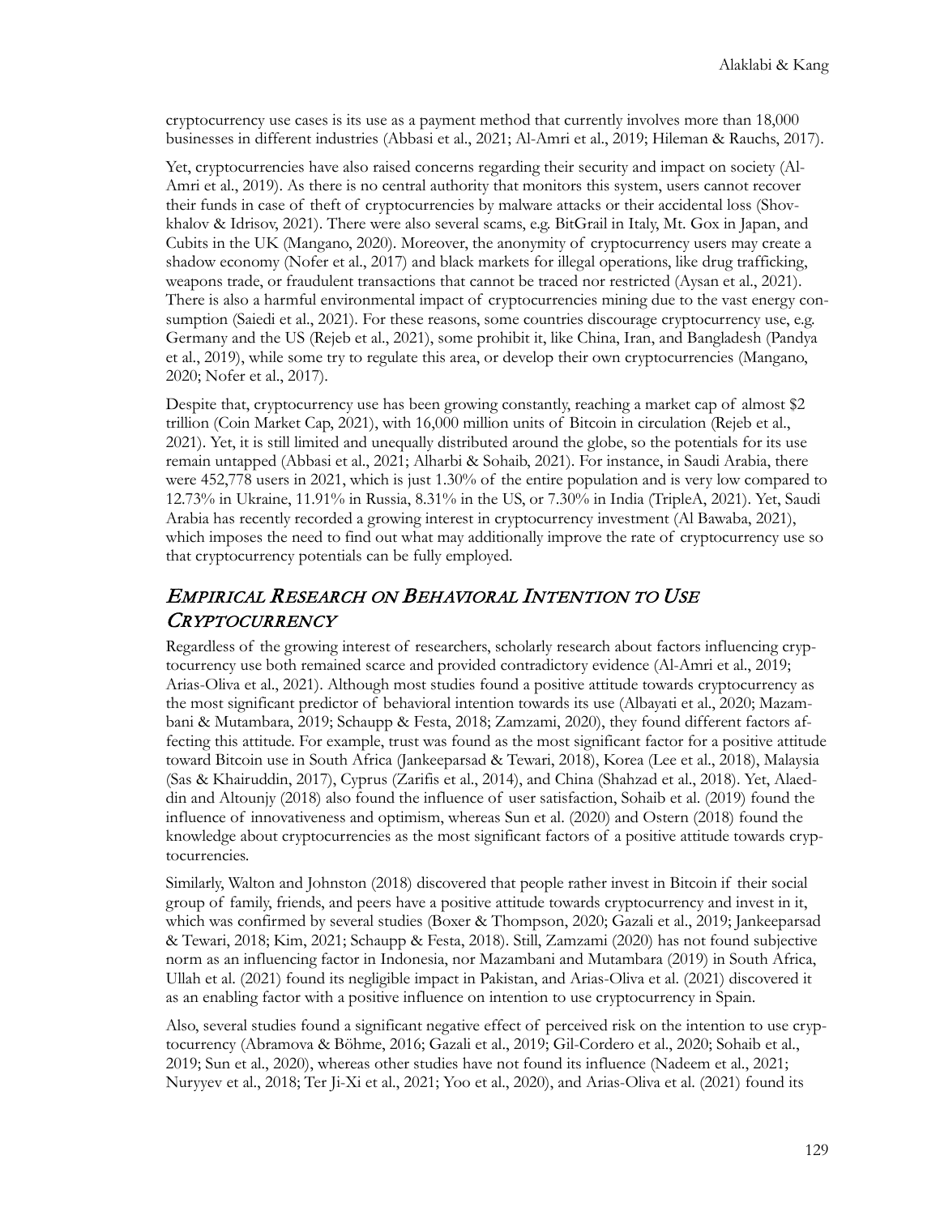cryptocurrency use cases is its use as a payment method that currently involves more than 18,000 businesses in different industries (Abbasi et al., 2021; Al-Amri et al., 2019; Hileman & Rauchs, 2017).

Yet, cryptocurrencies have also raised concerns regarding their security and impact on society (Al-Amri et al., 2019). As there is no central authority that monitors this system, users cannot recover their funds in case of theft of cryptocurrencies by malware attacks or their accidental loss (Shovkhalov & Idrisov, 2021). There were also several scams, e.g. BitGrail in Italy, Mt. Gox in Japan, and Cubits in the UK (Mangano, 2020). Moreover, the anonymity of cryptocurrency users may create a shadow economy (Nofer et al., 2017) and black markets for illegal operations, like drug trafficking, weapons trade, or fraudulent transactions that cannot be traced nor restricted (Aysan et al., 2021). There is also a harmful environmental impact of cryptocurrencies mining due to the vast energy consumption (Saiedi et al., 2021). For these reasons, some countries discourage cryptocurrency use, e.g. Germany and the US (Rejeb et al., 2021), some prohibit it, like China, Iran, and Bangladesh (Pandya et al., 2019), while some try to regulate this area, or develop their own cryptocurrencies (Mangano, 2020; Nofer et al., 2017).

Despite that, cryptocurrency use has been growing constantly, reaching a market cap of almost $2 trillion (Coin Market Cap, 2021), with 16,000 million units of Bitcoin in circulation (Rejeb et al., 2021). Yet, it is still limited and unequally distributed around the globe, so the potentials for its use remain untapped (Abbasi et al., 2021; Alharbi & Sohaib, 2021). For instance, in Saudi Arabia, there were 452,778 users in 2021, which is just 1.30% of the entire population and is very low compared to 12.73% in Ukraine, 11.91% in Russia, 8.31% in the US, or 7.30% in India (TripleA, 2021). Yet, Saudi Arabia has recently recorded a growing interest in cryptocurrency investment (Al Bawaba, 2021), which imposes the need to find out what may additionally improve the rate of cryptocurrency use so that cryptocurrency potentials can be fully employed.

## *Empirical Research on Behavioral Intention to Use Cryptocurrency*

Regardless of the growing interest of researchers, scholarly research about factors influencing cryptocurrency use both remained scarce and provided contradictory evidence (Al-Amri et al., 2019; Arias-Oliva et al., 2021). Although most studies found a positive attitude towards cryptocurrency as the most significant predictor of behavioral intention towards its use (Albayati et al., 2020; Mazambani & Mutambara, 2019; Schaupp & Festa, 2018; Zamzami, 2020), they found different factors affecting this attitude. For example, trust was found as the most significant factor for a positive attitude toward Bitcoin use in South Africa (Jankeeparsad & Tewari, 2018), Korea (Lee et al., 2018), Malaysia (Sas & Khairuddin, 2017), Cyprus (Zarifis et al., 2014), and China (Shahzad et al., 2018). Yet, Alaeddin and Altounjy (2018) also found the influence of user satisfaction, Sohaib et al. (2019) found the influence of innovativeness and optimism, whereas Sun et al. (2020) and Ostern (2018) found the knowledge about cryptocurrencies as the most significant factors of a positive attitude towards cryptocurrencies.

Similarly, Walton and Johnston (2018) discovered that people rather invest in Bitcoin if their social group of family, friends, and peers have a positive attitude towards cryptocurrency and invest in it, which was confirmed by several studies (Boxer & Thompson, 2020; Gazali et al., 2019; Jankeeparsad & Tewari, 2018; Kim, 2021; Schaupp & Festa, 2018). Still, Zamzami (2020) has not found subjective norm as an influencing factor in Indonesia, nor Mazambani and Mutambara (2019) in South Africa, Ullah et al. (2021) found its negligible impact in Pakistan, and Arias-Oliva et al. (2021) discovered it as an enabling factor with a positive influence on intention to use cryptocurrency in Spain.

Also, several studies found a significant negative effect of perceived risk on the intention to use cryptocurrency (Abramova & Böhme, 2016; Gazali et al., 2019; Gil-Cordero et al., 2020; Sohaib et al., 2019; Sun et al., 2020), whereas other studies have not found its influence (Nadeem et al., 2021; Nuryyev et al., 2018; Ter Ji-Xi et al., 2021; Yoo et al., 2020), and Arias-Oliva et al. (2021) found its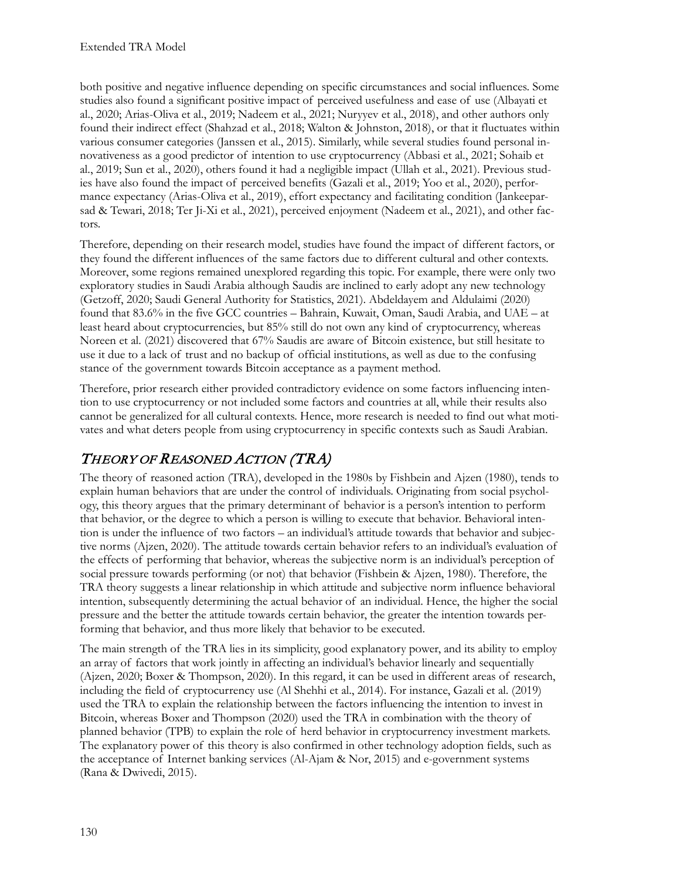both positive and negative influence depending on specific circumstances and social influences. Some studies also found a significant positive impact of perceived usefulness and ease of use (Albayati et al., 2020; Arias-Oliva et al., 2019; Nadeem et al., 2021; Nuryyev et al., 2018), and other authors only found their indirect effect (Shahzad et al., 2018; Walton & Johnston, 2018), or that it fluctuates within various consumer categories (Janssen et al., 2015). Similarly, while several studies found personal innovativeness as a good predictor of intention to use cryptocurrency (Abbasi et al., 2021; Sohaib et al., 2019; Sun et al., 2020), others found it had a negligible impact (Ullah et al., 2021). Previous studies have also found the impact of perceived benefits (Gazali et al., 2019; Yoo et al., 2020), performance expectancy (Arias-Oliva et al., 2019), effort expectancy and facilitating condition (Jankeeparsad & Tewari, 2018; Ter Ji-Xi et al., 2021), perceived enjoyment (Nadeem et al., 2021), and other factors.

Therefore, depending on their research model, studies have found the impact of different factors, or they found the different influences of the same factors due to different cultural and other contexts. Moreover, some regions remained unexplored regarding this topic. For example, there were only two exploratory studies in Saudi Arabia although Saudis are inclined to early adopt any new technology (Getzoff, 2020; Saudi General Authority for Statistics, 2021). Abdeldayem and Aldulaimi (2020) found that 83.6% in the five GCC countries – Bahrain, Kuwait, Oman, Saudi Arabia, and UAE – at least heard about cryptocurrencies, but 85% still do not own any kind of cryptocurrency, whereas Noreen et al. (2021) discovered that 67% Saudis are aware of Bitcoin existence, but still hesitate to use it due to a lack of trust and no backup of official institutions, as well as due to the confusing stance of the government towards Bitcoin acceptance as a payment method.

Therefore, prior research either provided contradictory evidence on some factors influencing intention to use cryptocurrency or not included some factors and countries at all, while their results also cannot be generalized for all cultural contexts. Hence, more research is needed to find out what motivates and what deters people from using cryptocurrency in specific contexts such as Saudi Arabian.

## THEORY OF REASONED ACTION (TRA)

The theory of reasoned action (TRA), developed in the 1980s by Fishbein and Ajzen (1980), tends to explain human behaviors that are under the control of individuals. Originating from social psychology, this theory argues that the primary determinant of behavior is a person's intention to perform that behavior, or the degree to which a person is willing to execute that behavior. Behavioral intention is under the influence of two factors – an individual's attitude towards that behavior and subjective norms (Ajzen, 2020). The attitude towards certain behavior refers to an individual's evaluation of the effects of performing that behavior, whereas the subjective norm is an individual's perception of social pressure towards performing (or not) that behavior (Fishbein & Ajzen, 1980). Therefore, the TRA theory suggests a linear relationship in which attitude and subjective norm influence behavioral intention, subsequently determining the actual behavior of an individual. Hence, the higher the social pressure and the better the attitude towards certain behavior, the greater the intention towards performing that behavior, and thus more likely that behavior to be executed.

The main strength of the TRA lies in its simplicity, good explanatory power, and its ability to employ an array of factors that work jointly in affecting an individual's behavior linearly and sequentially (Ajzen, 2020; Boxer & Thompson, 2020). In this regard, it can be used in different areas of research, including the field of cryptocurrency use (Al Shehhi et al., 2014). For instance, Gazali et al. (2019) used the TRA to explain the relationship between the factors influencing the intention to invest in Bitcoin, whereas Boxer and Thompson (2020) used the TRA in combination with the theory of planned behavior (TPB) to explain the role of herd behavior in cryptocurrency investment markets. The explanatory power of this theory is also confirmed in other technology adoption fields, such as the acceptance of Internet banking services (Al-Ajam & Nor, 2015) and e-government systems (Rana & Dwivedi, 2015).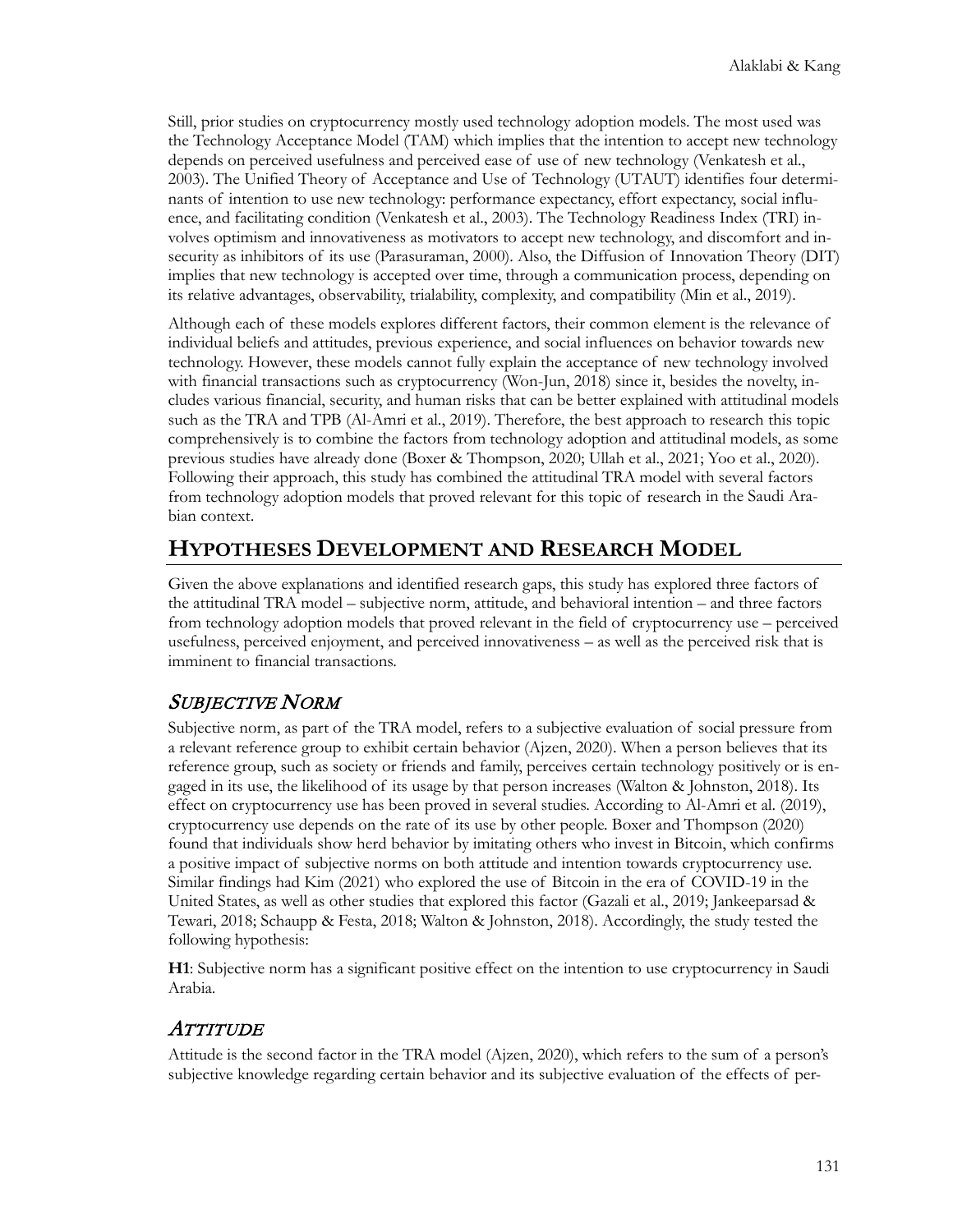Still, prior studies on cryptocurrency mostly used technology adoption models. The most used was the Technology Acceptance Model (TAM) which implies that the intention to accept new technology depends on perceived usefulness and perceived ease of use of new technology (Venkatesh et al., 2003). The Unified Theory of Acceptance and Use of Technology (UTAUT) identifies four determinants of intention to use new technology: performance expectancy, effort expectancy, social influence, and facilitating condition (Venkatesh et al., 2003). The Technology Readiness Index (TRI) involves optimism and innovativeness as motivators to accept new technology, and discomfort and insecurity as inhibitors of its use (Parasuraman, 2000). Also, the Diffusion of Innovation Theory (DIT) implies that new technology is accepted over time, through a communication process, depending on its relative advantages, observability, trialability, complexity, and compatibility (Min et al., 2019).

Although each of these models explores different factors, their common element is the relevance of individual beliefs and attitudes, previous experience, and social influences on behavior towards new technology. However, these models cannot fully explain the acceptance of new technology involved with financial transactions such as cryptocurrency (Won-Jun, 2018) since it, besides the novelty, includes various financial, security, and human risks that can be better explained with attitudinal models such as the TRA and TPB (Al-Amri et al., 2019). Therefore, the best approach to research this topic comprehensively is to combine the factors from technology adoption and attitudinal models, as some previous studies have already done (Boxer & Thompson, 2020; Ullah et al., 2021; Yoo et al., 2020). Following their approach, this study has combined the attitudinal TRA model with several factors from technology adoption models that proved relevant for this topic of research in the Saudi Arabian context.

## HYPOTHESES DEVELOPMENT AND RESEARCH MODEL

Given the above explanations and identified research gaps, this study has explored three factors of the attitudinal TRA model – subjective norm, attitude, and behavioral intention – and three factors from technology adoption models that proved relevant in the field of cryptocurrency use – perceived usefulness, perceived enjoyment, and perceived innovativeness – as well as the perceived risk that is imminent to financial transactions.

### *SUBJECTIVE NORM*

Subjective norm, as part of the TRA model, refers to a subjective evaluation of social pressure from a relevant reference group to exhibit certain behavior (Ajzen, 2020). When a person believes that its reference group, such as society or friends and family, perceives certain technology positively or is engaged in its use, the likelihood of its usage by that person increases (Walton & Johnston, 2018). Its effect on cryptocurrency use has been proved in several studies. According to Al-Amri et al. (2019), cryptocurrency use depends on the rate of its use by other people. Boxer and Thompson (2020) found that individuals show herd behavior by imitating others who invest in Bitcoin, which confirms a positive impact of subjective norms on both attitude and intention towards cryptocurrency use. Similar findings had Kim (2021) who explored the use of Bitcoin in the era of COVID-19 in the United States, as well as other studies that explored this factor (Gazali et al., 2019; Jankeeparsad & Tewari, 2018; Schaupp & Festa, 2018; Walton & Johnston, 2018). Accordingly, the study tested the following hypothesis:

**H1**: Subjective norm has a significant positive effect on the intention to use cryptocurrency in Saudi Arabia.

### *ATTITUDE*

Attitude is the second factor in the TRA model (Ajzen, 2020), which refers to the sum of a person's subjective knowledge regarding certain behavior and its subjective evaluation of the effects of per-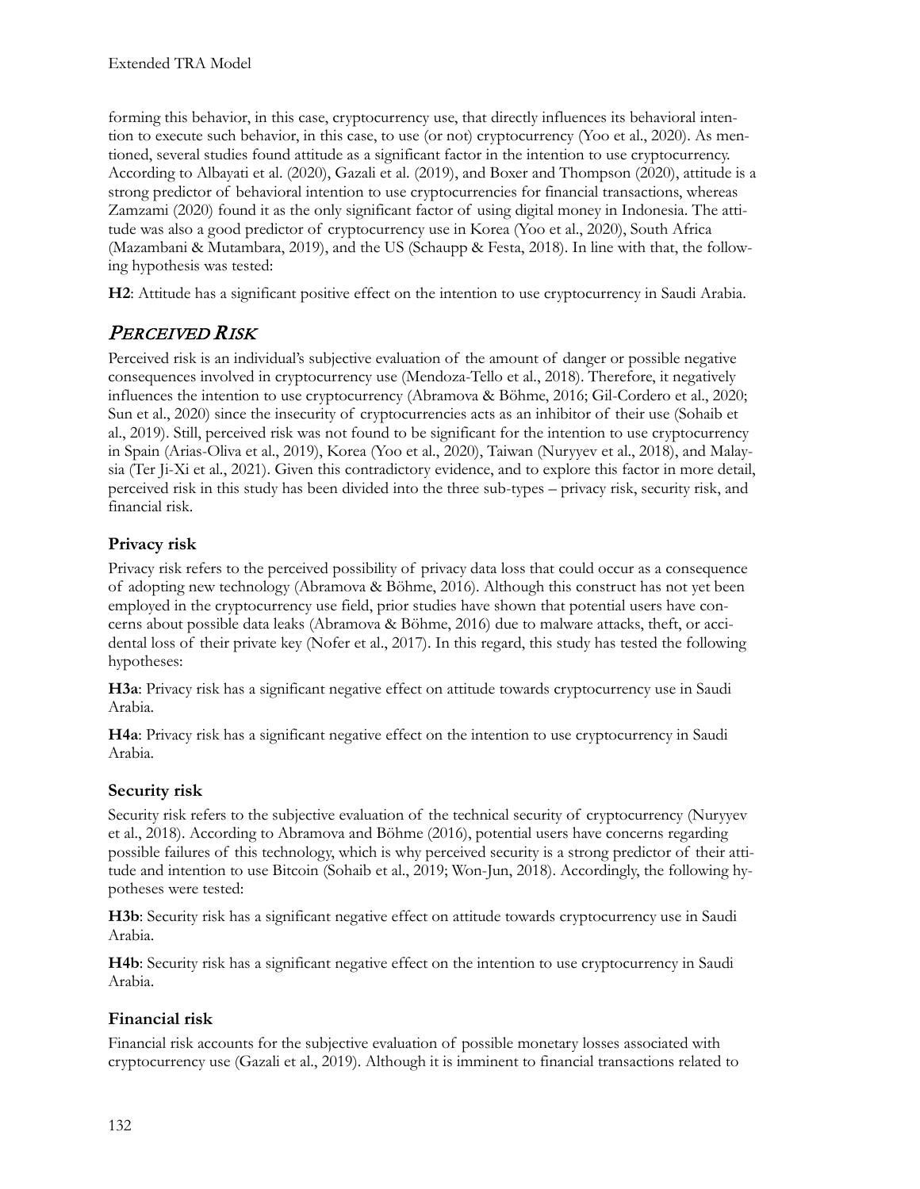forming this behavior, in this case, cryptocurrency use, that directly influences its behavioral intention to execute such behavior, in this case, to use (or not) cryptocurrency (Yoo et al., 2020). As mentioned, several studies found attitude as a significant factor in the intention to use cryptocurrency. According to Albayati et al. (2020), Gazali et al. (2019), and Boxer and Thompson (2020), attitude is a strong predictor of behavioral intention to use cryptocurrencies for financial transactions, whereas Zamzami (2020) found it as the only significant factor of using digital money in Indonesia. The attitude was also a good predictor of cryptocurrency use in Korea (Yoo et al., 2020), South Africa (Mazambani & Mutambara, 2019), and the US (Schaupp & Festa, 2018). In line with that, the following hypothesis was tested:

**H2**: Attitude has a significant positive effect on the intention to use cryptocurrency in Saudi Arabia.

## *Perceived Risk*

Perceived risk is an individual's subjective evaluation of the amount of danger or possible negative consequences involved in cryptocurrency use (Mendoza-Tello et al., 2018). Therefore, it negatively influences the intention to use cryptocurrency (Abramova & Böhme, 2016; Gil-Cordero et al., 2020; Sun et al., 2020) since the insecurity of cryptocurrencies acts as an inhibitor of their use (Sohaib et al., 2019). Still, perceived risk was not found to be significant for the intention to use cryptocurrency in Spain (Arias-Oliva et al., 2019), Korea (Yoo et al., 2020), Taiwan (Nuryyev et al., 2018), and Malaysia (Ter Ji-Xi et al., 2021). Given this contradictory evidence, and to explore this factor in more detail, perceived risk in this study has been divided into the three sub-types – privacy risk, security risk, and financial risk.

### Privacy risk

Privacy risk refers to the perceived possibility of privacy data loss that could occur as a consequence of adopting new technology (Abramova & Böhme, 2016). Although this construct has not yet been employed in the cryptocurrency use field, prior studies have shown that potential users have concerns about possible data leaks (Abramova & Böhme, 2016) due to malware attacks, theft, or accidental loss of their private key (Nofer et al., 2017). In this regard, this study has tested the following hypotheses:

**H3a**: Privacy risk has a significant negative effect on attitude towards cryptocurrency use in Saudi Arabia.

**H4a**: Privacy risk has a significant negative effect on the intention to use cryptocurrency in Saudi Arabia.

### Security risk

Security risk refers to the subjective evaluation of the technical security of cryptocurrency (Nuryyev et al., 2018). According to Abramova and Böhme (2016), potential users have concerns regarding possible failures of this technology, which is why perceived security is a strong predictor of their attitude and intention to use Bitcoin (Sohaib et al., 2019; Won-Jun, 2018). Accordingly, the following hypotheses were tested:

**H3b**: Security risk has a significant negative effect on attitude towards cryptocurrency use in Saudi Arabia.

**H4b**: Security risk has a significant negative effect on the intention to use cryptocurrency in Saudi Arabia.

### Financial risk

Financial risk accounts for the subjective evaluation of possible monetary losses associated with cryptocurrency use (Gazali et al., 2019). Although it is imminent to financial transactions related to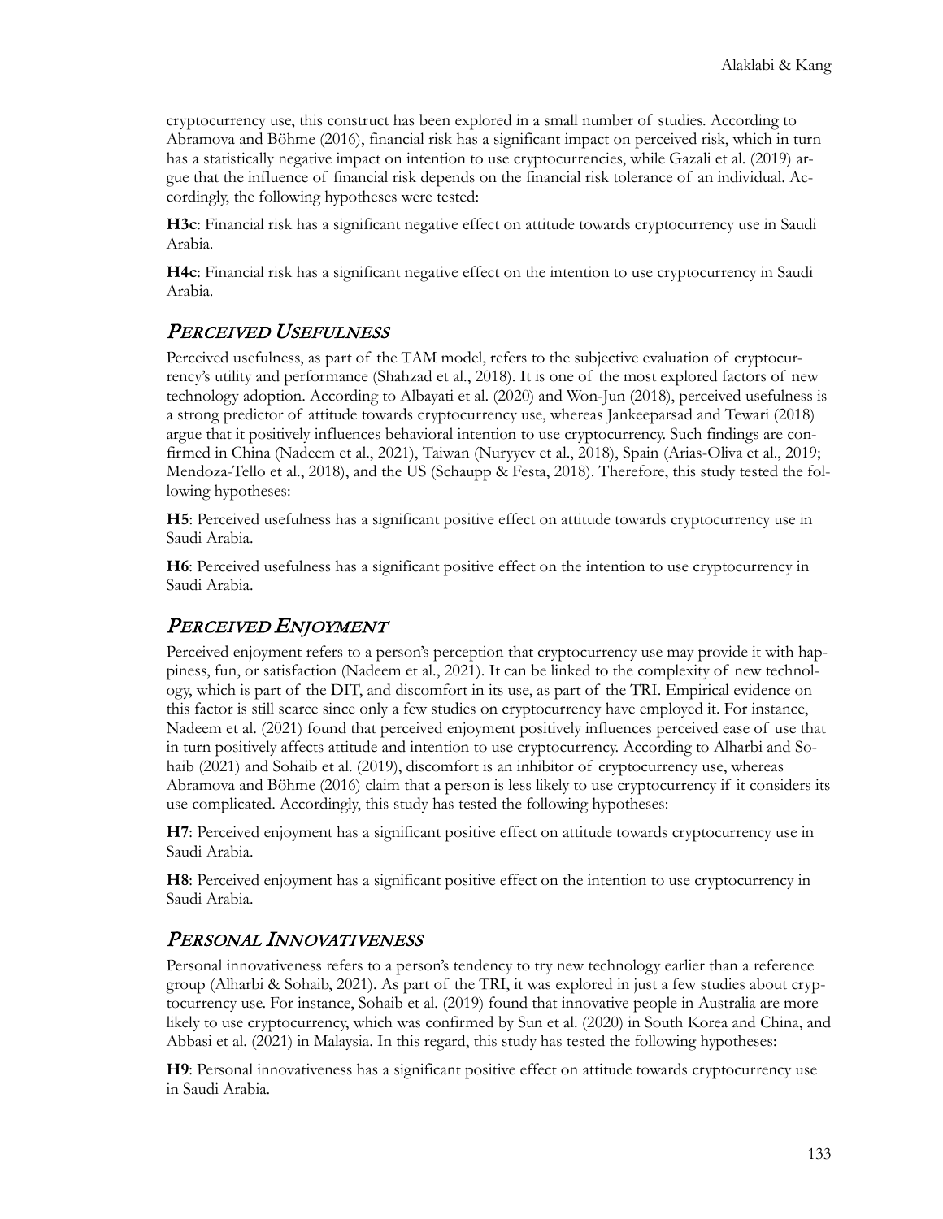cryptocurrency use, this construct has been explored in a small number of studies. According to Abramova and Böhme (2016), financial risk has a significant impact on perceived risk, which in turn has a statistically negative impact on intention to use cryptocurrencies, while Gazali et al. (2019) argue that the influence of financial risk depends on the financial risk tolerance of an individual. Accordingly, the following hypotheses were tested:

**H3c**: Financial risk has a significant negative effect on attitude towards cryptocurrency use in Saudi Arabia.

**H4c**: Financial risk has a significant negative effect on the intention to use cryptocurrency in Saudi Arabia.

## *Perceived Usefulness*

Perceived usefulness, as part of the TAM model, refers to the subjective evaluation of cryptocurrency's utility and performance (Shahzad et al., 2018). It is one of the most explored factors of new technology adoption. According to Albayati et al. (2020) and Won-Jun (2018), perceived usefulness is a strong predictor of attitude towards cryptocurrency use, whereas Jankeeparsad and Tewari (2018) argue that it positively influences behavioral intention to use cryptocurrency. Such findings are confirmed in China (Nadeem et al., 2021), Taiwan (Nuryyev et al., 2018), Spain (Arias-Oliva et al., 2019; Mendoza-Tello et al., 2018), and the US (Schaupp & Festa, 2018). Therefore, this study tested the following hypotheses:

**H5**: Perceived usefulness has a significant positive effect on attitude towards cryptocurrency use in Saudi Arabia.

**H6**: Perceived usefulness has a significant positive effect on the intention to use cryptocurrency in Saudi Arabia.

## *Perceived Enjoyment*

Perceived enjoyment refers to a person's perception that cryptocurrency use may provide it with happiness, fun, or satisfaction (Nadeem et al., 2021). It can be linked to the complexity of new technology, which is part of the DIT, and discomfort in its use, as part of the TRI. Empirical evidence on this factor is still scarce since only a few studies on cryptocurrency have employed it. For instance, Nadeem et al. (2021) found that perceived enjoyment positively influences perceived ease of use that in turn positively affects attitude and intention to use cryptocurrency. According to Alharbi and Sohaib (2021) and Sohaib et al. (2019), discomfort is an inhibitor of cryptocurrency use, whereas Abramova and Böhme (2016) claim that a person is less likely to use cryptocurrency if it considers its use complicated. Accordingly, this study has tested the following hypotheses:

**H7**: Perceived enjoyment has a significant positive effect on attitude towards cryptocurrency use in Saudi Arabia.

**H8**: Perceived enjoyment has a significant positive effect on the intention to use cryptocurrency in Saudi Arabia.

## *Personal Innovativeness*

Personal innovativeness refers to a person's tendency to try new technology earlier than a reference group (Alharbi & Sohaib, 2021). As part of the TRI, it was explored in just a few studies about cryptocurrency use. For instance, Sohaib et al. (2019) found that innovative people in Australia are more likely to use cryptocurrency, which was confirmed by Sun et al. (2020) in South Korea and China, and Abbasi et al. (2021) in Malaysia. In this regard, this study has tested the following hypotheses:

**H9**: Personal innovativeness has a significant positive effect on attitude towards cryptocurrency use in Saudi Arabia.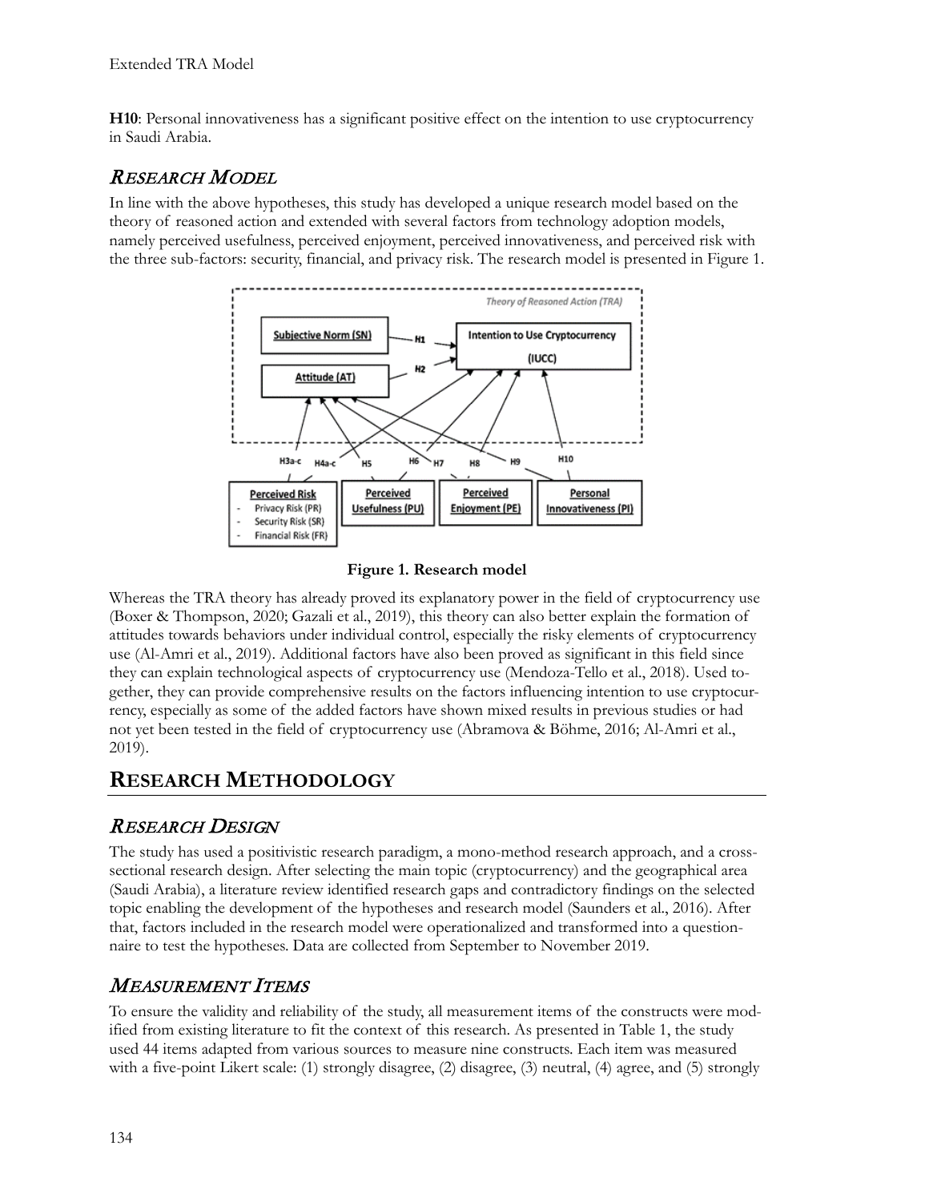**H10**: Personal innovativeness has a significant positive effect on the intention to use cryptocurrency in Saudi Arabia.

## *RESEARCH MODEL*

In line with the above hypotheses, this study has developed a unique research model based on the theory of reasoned action and extended with several factors from technology adoption models, namely perceived usefulness, perceived enjoyment, perceived innovativeness, and perceived risk with the three sub-factors: security, financial, and privacy risk. The research model is presented in Figure 1.

**Figure 1. Research model**

Whereas the TRA theory has already proved its explanatory power in the field of cryptocurrency use (Boxer & Thompson, 2020; Gazali et al., 2019), this theory can also better explain the formation of attitudes towards behaviors under individual control, especially the risky elements of cryptocurrency use (Al-Amri et al., 2019). Additional factors have also been proved as significant in this field since they can explain technological aspects of cryptocurrency use (Mendoza-Tello et al., 2018). Used together, they can provide comprehensive results on the factors influencing intention to use cryptocurrency, especially as some of the added factors have shown mixed results in previous studies or had not yet been tested in the field of cryptocurrency use (Abramova & Böhme, 2016; Al-Amri et al., 2019).

# RESEARCH METHODOLOGY

## *RESEARCH DESIGN*

The study has used a positivistic research paradigm, a mono-method research approach, and a cross-sectional research design. After selecting the main topic (cryptocurrency) and the geographical area (Saudi Arabia), a literature review identified research gaps and contradictory findings on the selected topic enabling the development of the hypotheses and research model (Saunders et al., 2016). After that, factors included in the research model were operationalized and transformed into a questionnaire to test the hypotheses. Data are collected from September to November 2019.

## *MEASUREMENT ITEMS*

To ensure the validity and reliability of the study, all measurement items of the constructs were modified from existing literature to fit the context of this research. As presented in Table 1, the study used 44 items adapted from various sources to measure nine constructs. Each item was measured with a five-point Likert scale: (1) strongly disagree, (2) disagree, (3) neutral, (4) agree, and (5) strongly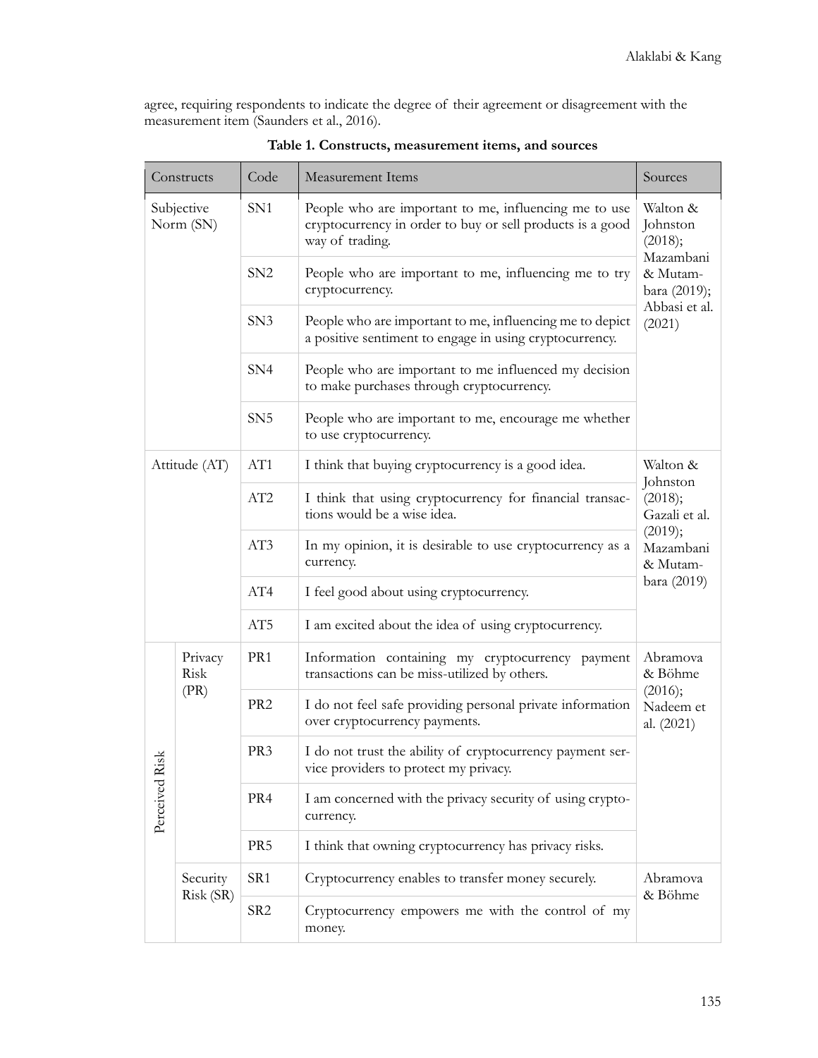agree, requiring respondents to indicate the degree of their agreement or disagreement with the measurement item (Saunders et al., 2016).

**Table 1. Constructs, measurement items, and sources**

| Constructs | | Code | Measurement Items | Sources |
|---|---|---|---|---|
| Subjective Norm (SN) | | SN1 | People who are important to me, influencing me to use cryptocurrency in order to buy or sell products is a good way of trading. | Walton & Johnston (2018); Mazambani & Mutambara (2019); Abbasi et al. (2021) |
| | | SN2 | People who are important to me, influencing me to try cryptocurrency. | |
| | | SN3 | People who are important to me, influencing me to depict a positive sentiment to engage in using cryptocurrency. | |
| | | SN4 | People who are important to me influenced my decision to make purchases through cryptocurrency. | |
| | | SN5 | People who are important to me, encourage me whether to use cryptocurrency. | |
| Attitude (AT) | | AT1 | I think that buying cryptocurrency is a good idea. | Walton & Johnston (2018); Gazali et al. (2019); Mazambani & Mutambara (2019) |
| | | AT2 | I think that using cryptocurrency for financial transactions would be a wise idea. | |
| | | AT3 | In my opinion, it is desirable to use cryptocurrency as a currency. | |
| | | AT4 | I feel good about using cryptocurrency. | |
| | | AT5 | I am excited about the idea of using cryptocurrency. | |
| Perceived Risk | Privacy Risk (PR) | PR1 | Information containing my cryptocurrency payment transactions can be miss-utilized by others. | Abramova & Böhme (2016); Nadeem et al. (2021) |
| | | PR2 | I do not feel safe providing personal private information over cryptocurrency payments. | |
| | | PR3 | I do not trust the ability of cryptocurrency payment service providers to protect my privacy. | |
| | | PR4 | I am concerned with the privacy security of using cryptocurrency. | |
| | | PR5 | I think that owning cryptocurrency has privacy risks. | |
| | Security Risk (SR) | SR1 | Cryptocurrency enables to transfer money securely. | Abramova & Böhme |
| | | SR2 | Cryptocurrency empowers me with the control of my money. | |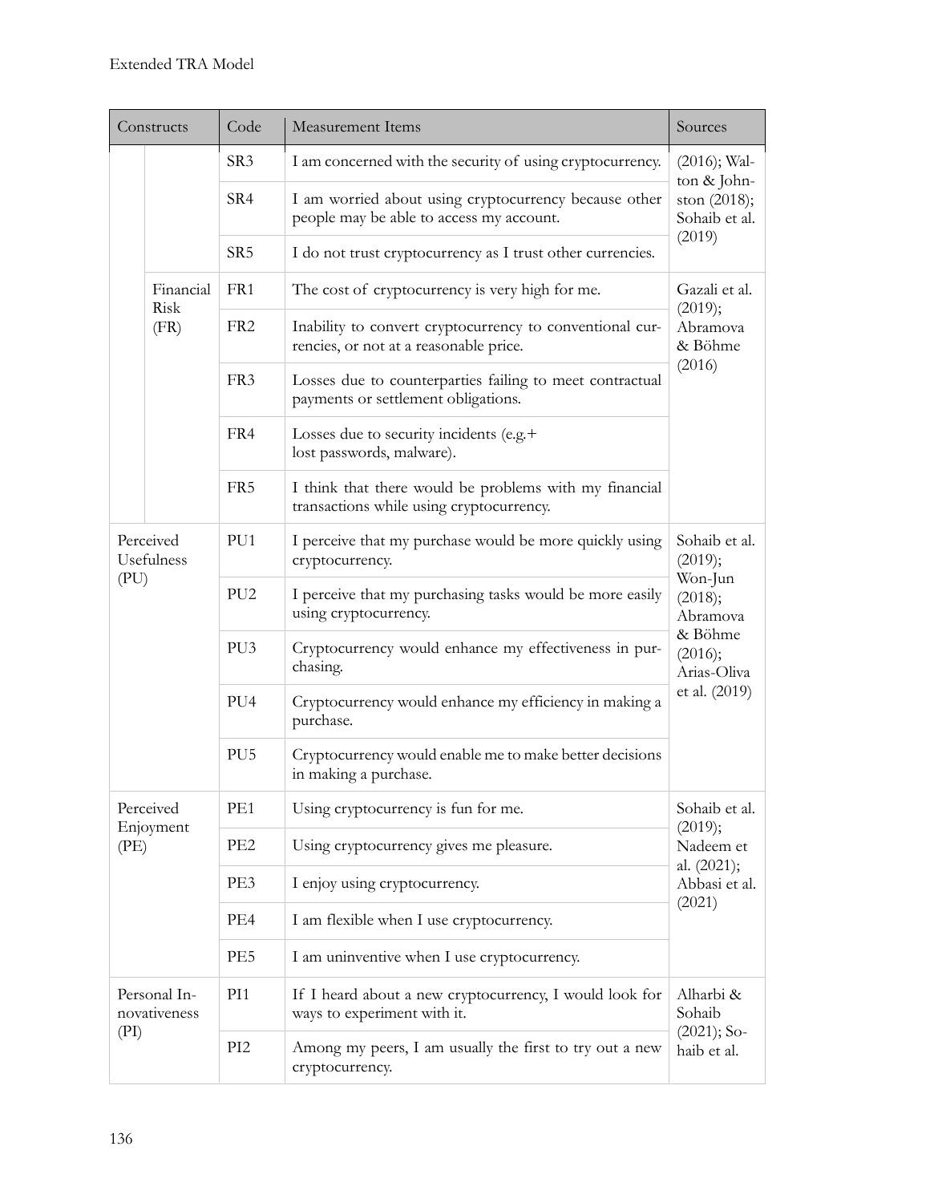| Constructs | | Code | Measurement Items | Sources |
|---|---|---|---|---|
| | | SR3 | I am concerned with the security of using cryptocurrency. | (2016); Walton & Johnston (2018); Sohaib et al. (2019) |
| | | SR4 | I am worried about using cryptocurrency because other people may be able to access my account. | |
| | | SR5 | I do not trust cryptocurrency as I trust other currencies. | |
| | Financial Risk (FR) | FR1 | The cost of cryptocurrency is very high for me. | Gazali et al. (2019); Abramova & Böhme (2016) |
| | | FR2 | Inability to convert cryptocurrency to conventional currencies, or not at a reasonable price. | |
| | | FR3 | Losses due to counterparties failing to meet contractual payments or settlement obligations. | |
| | | FR4 | Losses due to security incidents (e.g.+ lost passwords, malware). | |
| | | FR5 | I think that there would be problems with my financial transactions while using cryptocurrency. | |
| Perceived Usefulness (PU) | | PU1 | I perceive that my purchase would be more quickly using cryptocurrency. | Sohaib et al. (2019); Won-Jun (2018); Abramova & Böhme (2016); Arias-Oliva et al. (2019) |
| | | PU2 | I perceive that my purchasing tasks would be more easily using cryptocurrency. | |
| | | PU3 | Cryptocurrency would enhance my effectiveness in purchasing. | |
| | | PU4 | Cryptocurrency would enhance my efficiency in making a purchase. | |
| | | PU5 | Cryptocurrency would enable me to make better decisions in making a purchase. | |
| Perceived Enjoyment (PE) | | PE1 | Using cryptocurrency is fun for me. | Sohaib et al. (2019); Nadeem et al. (2021); Abbasi et al. (2021) |
| | | PE2 | Using cryptocurrency gives me pleasure. | |
| | | PE3 | I enjoy using cryptocurrency. | |
| | | PE4 | I am flexible when I use cryptocurrency. | |
| | | PE5 | I am uninventive when I use cryptocurrency. | |
| Personal Innovativeness (PI) | | PI1 | If I heard about a new cryptocurrency, I would look for ways to experiment with it. | Alharbi & Sohaib (2021); Sohaib et al. |
| | | PI2 | Among my peers, I am usually the first to try out a new cryptocurrency. | |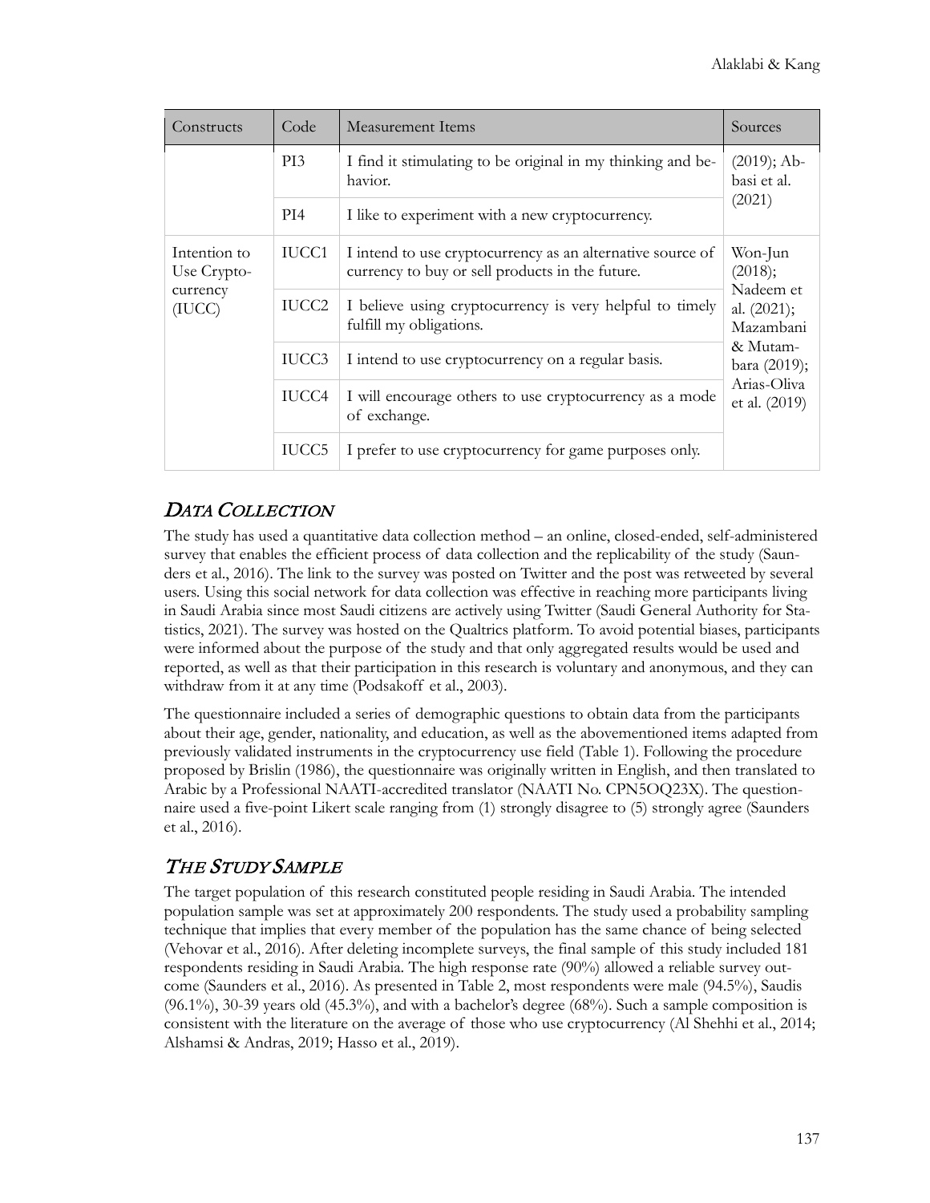| Constructs | Code | Measurement Items | Sources |
|---|---|---|---|
| | PI3 | I find it stimulating to be original in my thinking and behavior. | (2019); Abbasi et al. (2021) |
| | PI4 | I like to experiment with a new cryptocurrency. | |
| Intention to Use Cryptocurrency (IUCC) | IUCC1 | I intend to use cryptocurrency as an alternative source of currency to buy or sell products in the future. | Won-Jun (2018); Nadeem et al. (2021); Mazambani & Mutambara (2019); Arias-Oliva et al. (2019) |
| | IUCC2 | I believe using cryptocurrency is very helpful to timely fulfill my obligations. | |
| | IUCC3 | I intend to use cryptocurrency on a regular basis. | |
| | IUCC4 | I will encourage others to use cryptocurrency as a mode of exchange. | |
| | IUCC5 | I prefer to use cryptocurrency for game purposes only. | |

## *Data Collection*

The study has used a quantitative data collection method – an online, closed-ended, self-administered survey that enables the efficient process of data collection and the replicability of the study (Saunders et al., 2016). The link to the survey was posted on Twitter and the post was retweeted by several users. Using this social network for data collection was effective in reaching more participants living in Saudi Arabia since most Saudi citizens are actively using Twitter (Saudi General Authority for Statistics, 2021). The survey was hosted on the Qualtrics platform. To avoid potential biases, participants were informed about the purpose of the study and that only aggregated results would be used and reported, as well as that their participation in this research is voluntary and anonymous, and they can withdraw from it at any time (Podsakoff et al., 2003).

The questionnaire included a series of demographic questions to obtain data from the participants about their age, gender, nationality, and education, as well as the abovementioned items adapted from previously validated instruments in the cryptocurrency use field (Table 1). Following the procedure proposed by Brislin (1986), the questionnaire was originally written in English, and then translated to Arabic by a Professional NAATI-accredited translator (NAATI No. CPN5OQ23X). The questionnaire used a five-point Likert scale ranging from (1) strongly disagree to (5) strongly agree (Saunders et al., 2016).

## *The Study Sample*

The target population of this research constituted people residing in Saudi Arabia. The intended population sample was set at approximately 200 respondents. The study used a probability sampling technique that implies that every member of the population has the same chance of being selected (Vehovar et al., 2016). After deleting incomplete surveys, the final sample of this study included 181 respondents residing in Saudi Arabia. The high response rate (90%) allowed a reliable survey outcome (Saunders et al., 2016). As presented in Table 2, most respondents were male (94.5%), Saudis (96.1%), 30-39 years old (45.3%), and with a bachelor's degree (68%). Such a sample composition is consistent with the literature on the average of those who use cryptocurrency (Al Shehhi et al., 2014; Alshamsi & Andras, 2019; Hasso et al., 2019).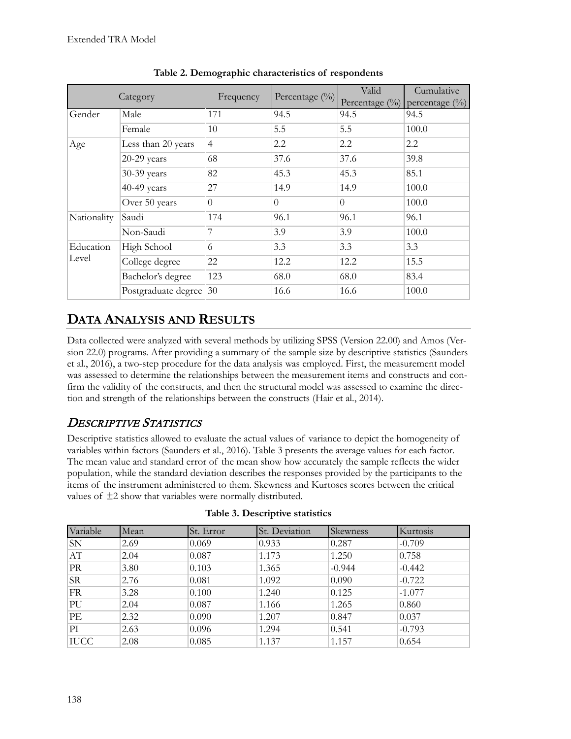**Table 2. Demographic characteristics of respondents**

| Category | | Frequency | Percentage (%) | Valid Percentage (%) | Cumulative percentage (%) |
|---|---|---|---|---|---|
| Gender | Male | 171 | 94.5 | 94.5 | 94.5 |
| | Female | 10 | 5.5 | 5.5 | 100.0 |
| Age | Less than 20 years | 4 | 2.2 | 2.2 | 2.2 |
| | 20-29 years | 68 | 37.6 | 37.6 | 39.8 |
| | 30-39 years | 82 | 45.3 | 45.3 | 85.1 |
| | 40-49 years | 27 | 14.9 | 14.9 | 100.0 |
| | Over 50 years | 0 | 0 | 0 | 100.0 |
| Nationality | Saudi | 174 | 96.1 | 96.1 | 96.1 |
| | Non-Saudi | 7 | 3.9 | 3.9 | 100.0 |
| Education Level | High School | 6 | 3.3 | 3.3 | 3.3 |
| | College degree | 22 | 12.2 | 12.2 | 15.5 |
| | Bachelor's degree | 123 | 68.0 | 68.0 | 83.4 |
| | Postgraduate degree | 30 | 16.6 | 16.6 | 100.0 |

## DATA ANALYSIS AND RESULTS

Data collected were analyzed with several methods by utilizing SPSS (Version 22.00) and Amos (Version 22.0) programs. After providing a summary of the sample size by descriptive statistics (Saunders et al., 2016), a two-step procedure for the data analysis was employed. First, the measurement model was assessed to determine the relationships between the measurement items and constructs and confirm the validity of the constructs, and then the structural model was assessed to examine the direction and strength of the relationships between the constructs (Hair et al., 2014).

### *DESCRIPTIVE STATISTICS*

Descriptive statistics allowed to evaluate the actual values of variance to depict the homogeneity of variables within factors (Saunders et al., 2016). Table 3 presents the average values for each factor. The mean value and standard error of the mean show how accurately the sample reflects the wider population, while the standard deviation describes the responses provided by the participants to the items of the instrument administered to them. Skewness and Kurtoses scores between the critical values of $\pm 2$ show that variables were normally distributed.

**Table 3. Descriptive statistics**

| Variable | Mean | St. Error | St. Deviation | Skewness | Kurtosis |
|---|---|---|---|---|---|
| SN | 2.69 | 0.069 | 0.933 | 0.287 | -0.709 |
| AT | 2.04 | 0.087 | 1.173 | 1.250 | 0.758 |
| PR | 3.80 | 0.103 | 1.365 | -0.944 | -0.442 |
| SR | 2.76 | 0.081 | 1.092 | 0.090 | -0.722 |
| FR | 3.28 | 0.100 | 1.240 | 0.125 | -1.077 |
| PU | 2.04 | 0.087 | 1.166 | 1.265 | 0.860 |
| PE | 2.32 | 0.090 | 1.207 | 0.847 | 0.037 |
| PI | 2.63 | 0.096 | 1.294 | 0.541 | -0.793 |
| IUCC | 2.08 | 0.085 | 1.137 | 1.157 | 0.654 |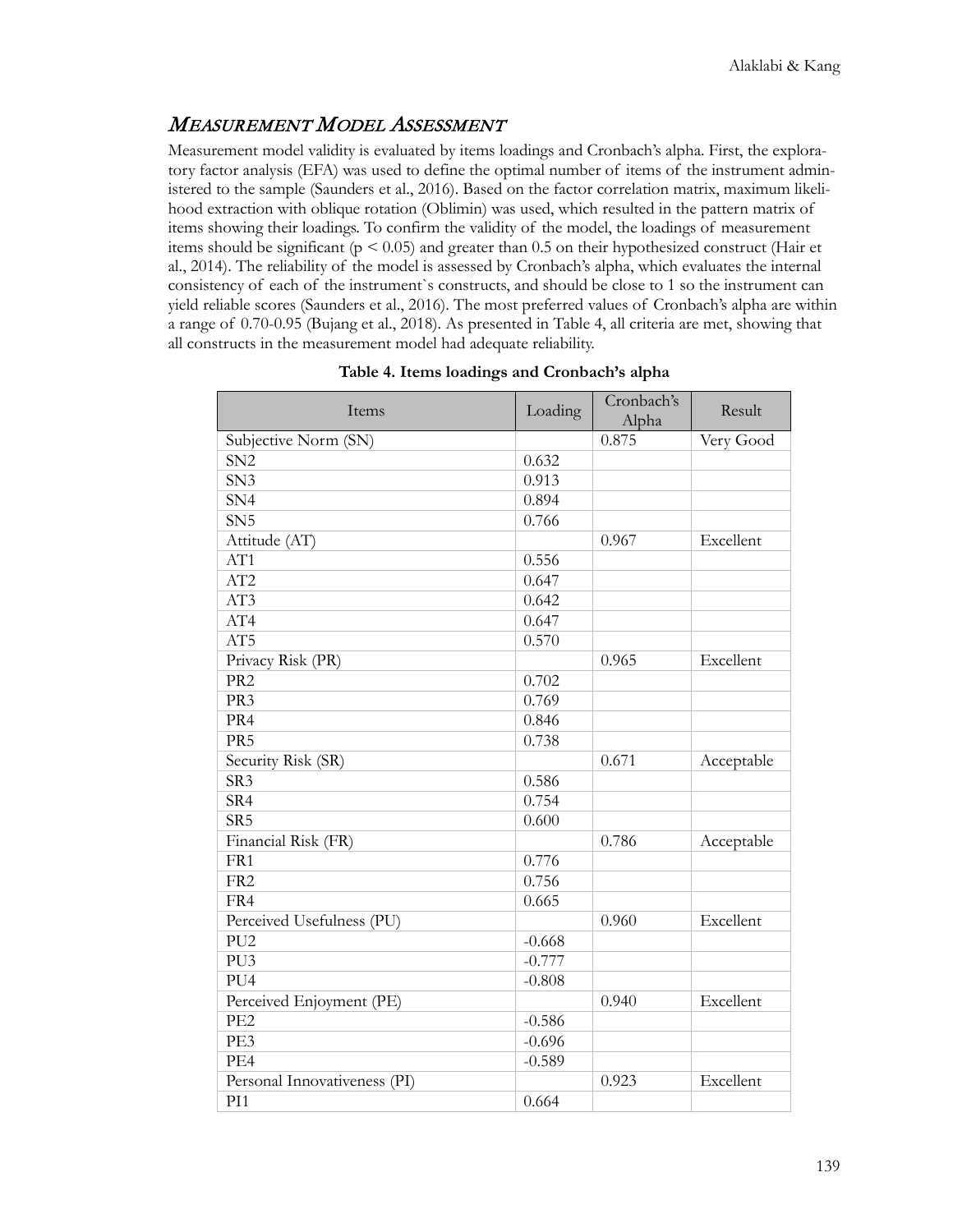## *Measurement Model Assessment*

Measurement model validity is evaluated by items loadings and Cronbach's alpha. First, the exploratory factor analysis (EFA) was used to define the optimal number of items of the instrument administered to the sample (Saunders et al., 2016). Based on the factor correlation matrix, maximum likelihood extraction with oblique rotation (Oblimin) was used, which resulted in the pattern matrix of items showing their loadings. To confirm the validity of the model, the loadings of measurement items should be significant ($p < 0.05$) and greater than 0.5 on their hypothesized construct (Hair et al., 2014). The reliability of the model is assessed by Cronbach's alpha, which evaluates the internal consistency of each of the instrument`s constructs, and should be close to 1 so the instrument can yield reliable scores (Saunders et al., 2016). The most preferred values of Cronbach's alpha are within a range of 0.70-0.95 (Bujang et al., 2018). As presented in Table 4, all criteria are met, showing that all constructs in the measurement model had adequate reliability.

**Table 4. Items loadings and Cronbach's alpha**

| Items | Loading | Cronbach's Alpha | Result |
|---|---|---|---|
| Subjective Norm (SN) | | 0.875 | Very Good |
| SN2 | 0.632 | | |
| SN3 | 0.913 | | |
| SN4 | 0.894 | | |
| SN5 | 0.766 | | |
| Attitude (AT) | | 0.967 | Excellent |
| AT1 | 0.556 | | |
| AT2 | 0.647 | | |
| AT3 | 0.642 | | |
| AT4 | 0.647 | | |
| AT5 | 0.570 | | |
| Privacy Risk (PR) | | 0.965 | Excellent |
| PR2 | 0.702 | | |
| PR3 | 0.769 | | |
| PR4 | 0.846 | | |
| PR5 | 0.738 | | |
| Security Risk (SR) | | 0.671 | Acceptable |
| SR3 | 0.586 | | |
| SR4 | 0.754 | | |
| SR5 | 0.600 | | |
| Financial Risk (FR) | | 0.786 | Acceptable |
| FR1 | 0.776 | | |
| FR2 | 0.756 | | |
| FR4 | 0.665 | | |
| Perceived Usefulness (PU) | | 0.960 | Excellent |
| PU2 | -0.668 | | |
| PU3 | -0.777 | | |
| PU4 | -0.808 | | |
| Perceived Enjoyment (PE) | | 0.940 | Excellent |
| PE2 | -0.586 | | |
| PE3 | -0.696 | | |
| PE4 | -0.589 | | |
| Personal Innovativeness (PI) | | 0.923 | Excellent |
| PI1 | 0.664 | | |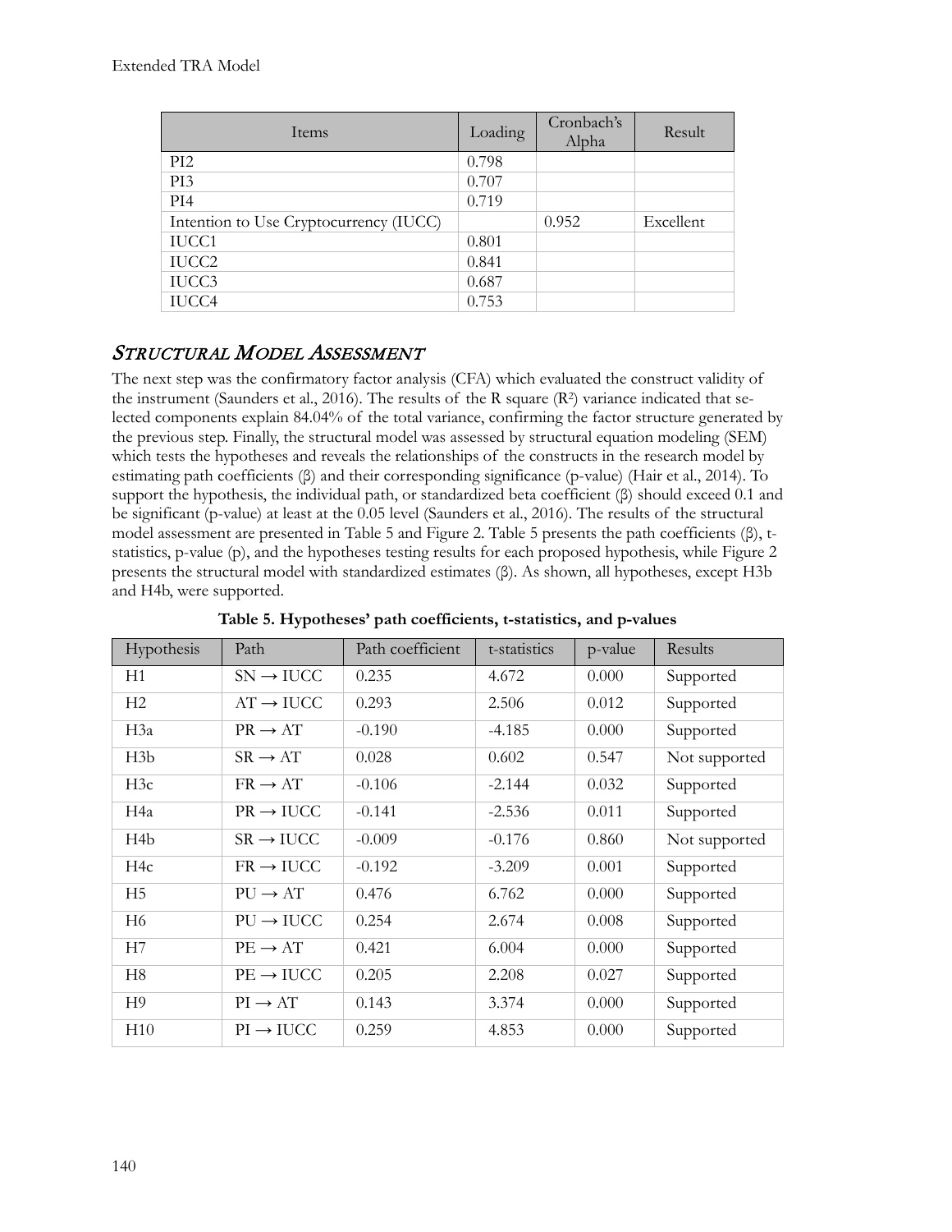| Items | Loading | Cronbach's Alpha | Result |
|---|---|---|---|
| PI2 | 0.798 | | |
| PI3 | 0.707 | | |
| PI4 | 0.719 | | |
| Intention to Use Cryptocurrency (IUCC) | | 0.952 | Excellent |
| IUCC1 | 0.801 | | |
| IUCC2 | 0.841 | | |
| IUCC3 | 0.687 | | |
| IUCC4 | 0.753 | | |

## *Structural Model Assessment*

The next step was the confirmatory factor analysis (CFA) which evaluated the construct validity of the instrument (Saunders et al., 2016). The results of the R square ($R^2$) variance indicated that selected components explain 84.04% of the total variance, confirming the factor structure generated by the previous step. Finally, the structural model was assessed by structural equation modeling (SEM) which tests the hypotheses and reveals the relationships of the constructs in the research model by estimating path coefficients (β) and their corresponding significance (p-value) (Hair et al., 2014). To support the hypothesis, the individual path, or standardized beta coefficient (β) should exceed 0.1 and be significant (p-value) at least at the 0.05 level (Saunders et al., 2016). The results of the structural model assessment are presented in Table 5 and Figure 2. Table 5 presents the path coefficients (β), t-statistics, p-value (p), and the hypotheses testing results for each proposed hypothesis, while Figure 2 presents the structural model with standardized estimates (β). As shown, all hypotheses, except H3b and H4b, were supported.

**Table 5. Hypotheses' path coefficients, t-statistics, and p-values**

| Hypothesis | Path | Path coefficient | t-statistics | p-value | Results |
|---|---|---|---|---|---|
| H1 | SN → IUCC | 0.235 | 4.672 | 0.000 | Supported |
| H2 | AT → IUCC | 0.293 | 2.506 | 0.012 | Supported |
| H3a | PR → AT | -0.190 | -4.185 | 0.000 | Supported |
| H3b | SR → AT | 0.028 | 0.602 | 0.547 | Not supported |
| H3c | FR → AT | -0.106 | -2.144 | 0.032 | Supported |
| H4a | PR → IUCC | -0.141 | -2.536 | 0.011 | Supported |
| H4b | SR → IUCC | -0.009 | -0.176 | 0.860 | Not supported |
| H4c | FR → IUCC | -0.192 | -3.209 | 0.001 | Supported |
| H5 | PU → AT | 0.476 | 6.762 | 0.000 | Supported |
| H6 | PU → IUCC | 0.254 | 2.674 | 0.008 | Supported |
| H7 | PE → AT | 0.421 | 6.004 | 0.000 | Supported |
| H8 | PE → IUCC | 0.205 | 2.208 | 0.027 | Supported |
| H9 | PI → AT | 0.143 | 3.374 | 0.000 | Supported |
| H10 | PI → IUCC | 0.259 | 4.853 | 0.000 | Supported |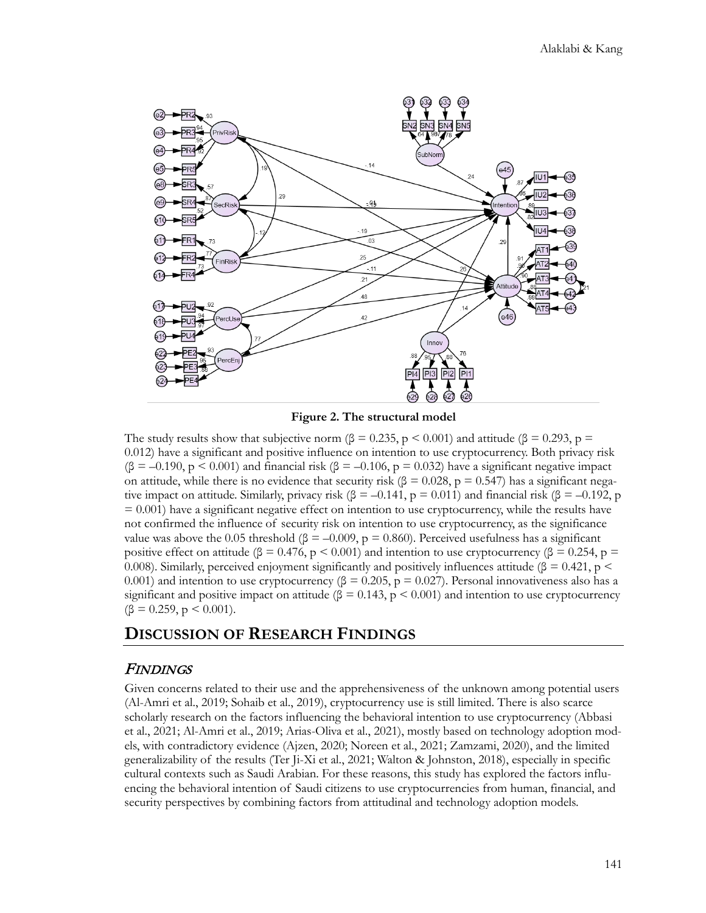**Figure 2. The structural model**

The study results show that subjective norm ($\beta = 0.235$, $p < 0.001$) and attitude ($\beta = 0.293$, $p = 0.012$) have a significant and positive influence on intention to use cryptocurrency. Both privacy risk ($\beta = -0.190$, $p < 0.001$) and financial risk ($\beta = -0.106$, $p = 0.032$) have a significant negative impact on attitude, while there is no evidence that security risk ($\beta = 0.028$, $p = 0.547$) has a significant negative impact on attitude. Similarly, privacy risk ($\beta = -0.141$, $p = 0.011$) and financial risk ($\beta = -0.192$, $p = 0.001$) have a significant negative effect on intention to use cryptocurrency, while the results have not confirmed the influence of security risk on intention to use cryptocurrency, as the significance value was above the 0.05 threshold ($\beta = -0.009$, $p = 0.860$). Perceived usefulness has a significant positive effect on attitude ($\beta = 0.476$, $p < 0.001$) and intention to use cryptocurrency ($\beta = 0.254$, $p = 0.008$). Similarly, perceived enjoyment significantly and positively influences attitude ($\beta = 0.421$, $p < 0.001$) and intention to use cryptocurrency ($\beta = 0.205$, $p = 0.027$). Personal innovativeness also has a significant and positive impact on attitude ($\beta = 0.143$, $p < 0.001$) and intention to use cryptocurrency ($\beta = 0.259$, $p < 0.001$).

# Discussion of Research Findings

## *Findings*

Given concerns related to their use and the apprehensiveness of the unknown among potential users (Al-Amri et al., 2019; Sohaib et al., 2019), cryptocurrency use is still limited. There is also scarce scholarly research on the factors influencing the behavioral intention to use cryptocurrency (Abbasi et al., 2021; Al-Amri et al., 2019; Arias-Oliva et al., 2021), mostly based on technology adoption models, with contradictory evidence (Ajzen, 2020; Noreen et al., 2021; Zamzami, 2020), and the limited generalizability of the results (Ter Ji-Xi et al., 2021; Walton & Johnston, 2018), especially in specific cultural contexts such as Saudi Arabian. For these reasons, this study has explored the factors influencing the behavioral intention of Saudi citizens to use cryptocurrencies from human, financial, and security perspectives by combining factors from attitudinal and technology adoption models.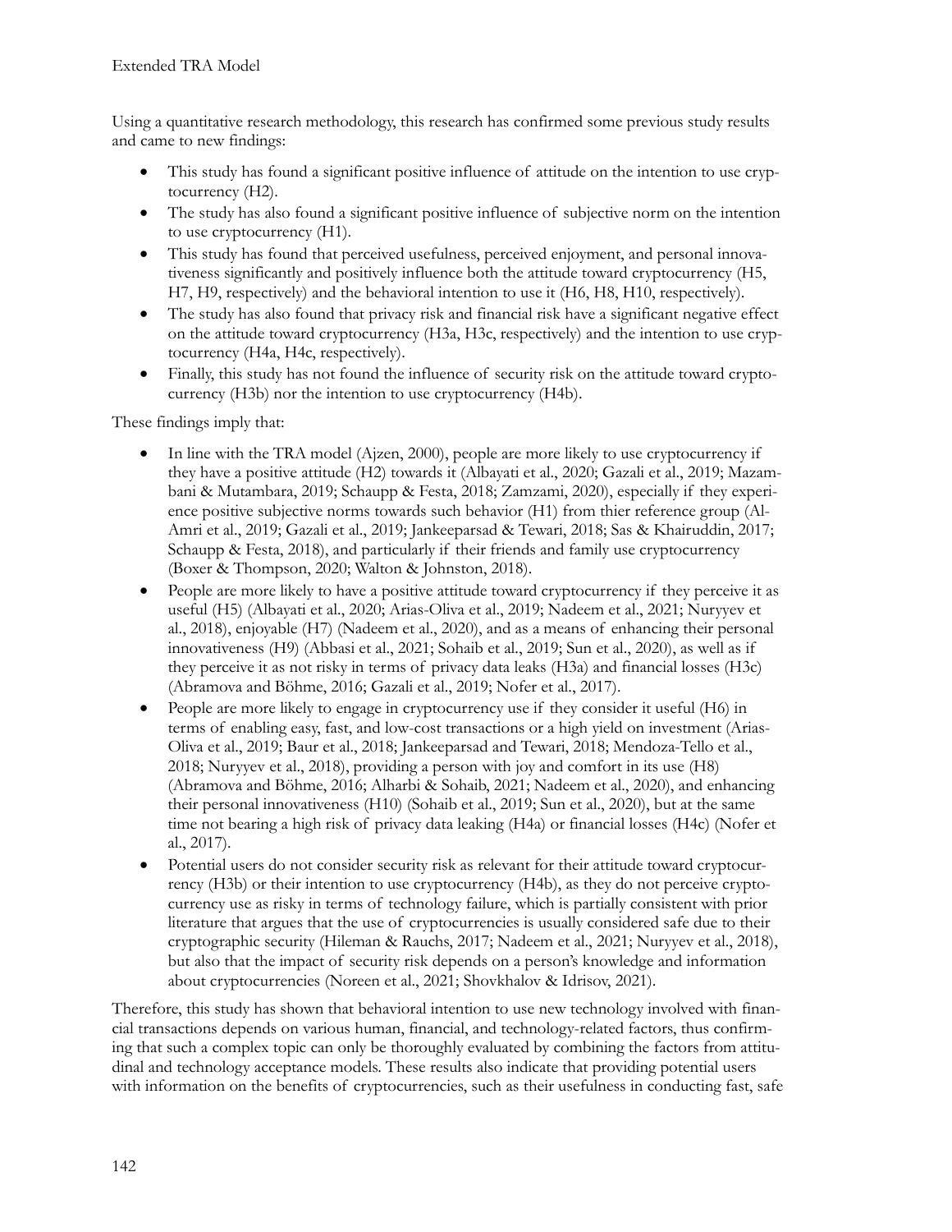Using a quantitative research methodology, this research has confirmed some previous study results and came to new findings:

- This study has found a significant positive influence of attitude on the intention to use cryptocurrency (H2).
- The study has also found a significant positive influence of subjective norm on the intention to use cryptocurrency (H1).
- This study has found that perceived usefulness, perceived enjoyment, and personal innovativeness significantly and positively influence both the attitude toward cryptocurrency (H5, H7, H9, respectively) and the behavioral intention to use it (H6, H8, H10, respectively).
- The study has also found that privacy risk and financial risk have a significant negative effect on the attitude toward cryptocurrency (H3a, H3c, respectively) and the intention to use cryptocurrency (H4a, H4c, respectively).
- Finally, this study has not found the influence of security risk on the attitude toward cryptocurrency (H3b) nor the intention to use cryptocurrency (H4b).

These findings imply that:

- In line with the TRA model (Ajzen, 2000), people are more likely to use cryptocurrency if they have a positive attitude (H2) towards it (Albayati et al., 2020; Gazali et al., 2019; Mazambani & Mutambara, 2019; Schaupp & Festa, 2018; Zamzami, 2020), especially if they experience positive subjective norms towards such behavior (H1) from thier reference group (Al-Amri et al., 2019; Gazali et al., 2019; Jankeeparsad & Tewari, 2018; Sas & Khairuddin, 2017; Schaupp & Festa, 2018), and particularly if their friends and family use cryptocurrency (Boxer & Thompson, 2020; Walton & Johnston, 2018).
- People are more likely to have a positive attitude toward cryptocurrency if they perceive it as useful (H5) (Albayati et al., 2020; Arias-Oliva et al., 2019; Nadeem et al., 2021; Nuryyev et al., 2018), enjoyable (H7) (Nadeem et al., 2020), and as a means of enhancing their personal innovativeness (H9) (Abbasi et al., 2021; Sohaib et al., 2019; Sun et al., 2020), as well as if they perceive it as not risky in terms of privacy data leaks (H3a) and financial losses (H3c) (Abramova and Böhme, 2016; Gazali et al., 2019; Nofer et al., 2017).
- People are more likely to engage in cryptocurrency use if they consider it useful (H6) in terms of enabling easy, fast, and low-cost transactions or a high yield on investment (Arias-Oliva et al., 2019; Baur et al., 2018; Jankeeparsad and Tewari, 2018; Mendoza-Tello et al., 2018; Nuryyev et al., 2018), providing a person with joy and comfort in its use (H8) (Abramova and Böhme, 2016; Alharbi & Sohaib, 2021; Nadeem et al., 2020), and enhancing their personal innovativeness (H10) (Sohaib et al., 2019; Sun et al., 2020), but at the same time not bearing a high risk of privacy data leaking (H4a) or financial losses (H4c) (Nofer et al., 2017).
- Potential users do not consider security risk as relevant for their attitude toward cryptocurrency (H3b) or their intention to use cryptocurrency (H4b), as they do not perceive cryptocurrency use as risky in terms of technology failure, which is partially consistent with prior literature that argues that the use of cryptocurrencies is usually considered safe due to their cryptographic security (Hileman & Rauchs, 2017; Nadeem et al., 2021; Nuryyev et al., 2018), but also that the impact of security risk depends on a person's knowledge and information about cryptocurrencies (Noreen et al., 2021; Shovkhalov & Idrisov, 2021).

Therefore, this study has shown that behavioral intention to use new technology involved with financial transactions depends on various human, financial, and technology-related factors, thus confirming that such a complex topic can only be thoroughly evaluated by combining the factors from attitudinal and technology acceptance models. These results also indicate that providing potential users with information on the benefits of cryptocurrencies, such as their usefulness in conducting fast, safe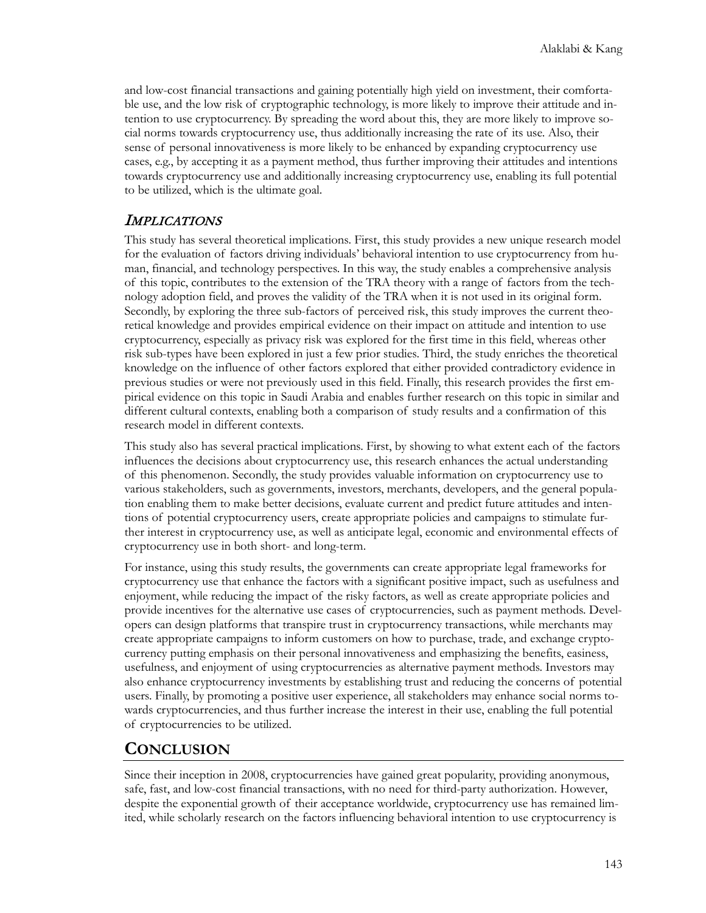and low-cost financial transactions and gaining potentially high yield on investment, their comfortable use, and the low risk of cryptographic technology, is more likely to improve their attitude and intention to use cryptocurrency. By spreading the word about this, they are more likely to improve social norms towards cryptocurrency use, thus additionally increasing the rate of its use. Also, their sense of personal innovativeness is more likely to be enhanced by expanding cryptocurrency use cases, e.g., by accepting it as a payment method, thus further improving their attitudes and intentions towards cryptocurrency use and additionally increasing cryptocurrency use, enabling its full potential to be utilized, which is the ultimate goal.

### *IMPLICATIONS*

This study has several theoretical implications. First, this study provides a new unique research model for the evaluation of factors driving individuals' behavioral intention to use cryptocurrency from human, financial, and technology perspectives. In this way, the study enables a comprehensive analysis of this topic, contributes to the extension of the TRA theory with a range of factors from the technology adoption field, and proves the validity of the TRA when it is not used in its original form. Secondly, by exploring the three sub-factors of perceived risk, this study improves the current theoretical knowledge and provides empirical evidence on their impact on attitude and intention to use cryptocurrency, especially as privacy risk was explored for the first time in this field, whereas other risk sub-types have been explored in just a few prior studies. Third, the study enriches the theoretical knowledge on the influence of other factors explored that either provided contradictory evidence in previous studies or were not previously used in this field. Finally, this research provides the first empirical evidence on this topic in Saudi Arabia and enables further research on this topic in similar and different cultural contexts, enabling both a comparison of study results and a confirmation of this research model in different contexts.

This study also has several practical implications. First, by showing to what extent each of the factors influences the decisions about cryptocurrency use, this research enhances the actual understanding of this phenomenon. Secondly, the study provides valuable information on cryptocurrency use to various stakeholders, such as governments, investors, merchants, developers, and the general population enabling them to make better decisions, evaluate current and predict future attitudes and intentions of potential cryptocurrency users, create appropriate policies and campaigns to stimulate further interest in cryptocurrency use, as well as anticipate legal, economic and environmental effects of cryptocurrency use in both short- and long-term.

For instance, using this study results, the governments can create appropriate legal frameworks for cryptocurrency use that enhance the factors with a significant positive impact, such as usefulness and enjoyment, while reducing the impact of the risky factors, as well as create appropriate policies and provide incentives for the alternative use cases of cryptocurrencies, such as payment methods. Developers can design platforms that transpire trust in cryptocurrency transactions, while merchants may create appropriate campaigns to inform customers on how to purchase, trade, and exchange cryptocurrency putting emphasis on their personal innovativeness and emphasizing the benefits, easiness, usefulness, and enjoyment of using cryptocurrencies as alternative payment methods. Investors may also enhance cryptocurrency investments by establishing trust and reducing the concerns of potential users. Finally, by promoting a positive user experience, all stakeholders may enhance social norms towards cryptocurrencies, and thus further increase the interest in their use, enabling the full potential of cryptocurrencies to be utilized.

## CONCLUSION

Since their inception in 2008, cryptocurrencies have gained great popularity, providing anonymous, safe, fast, and low-cost financial transactions, with no need for third-party authorization. However, despite the exponential growth of their acceptance worldwide, cryptocurrency use has remained limited, while scholarly research on the factors influencing behavioral intention to use cryptocurrency is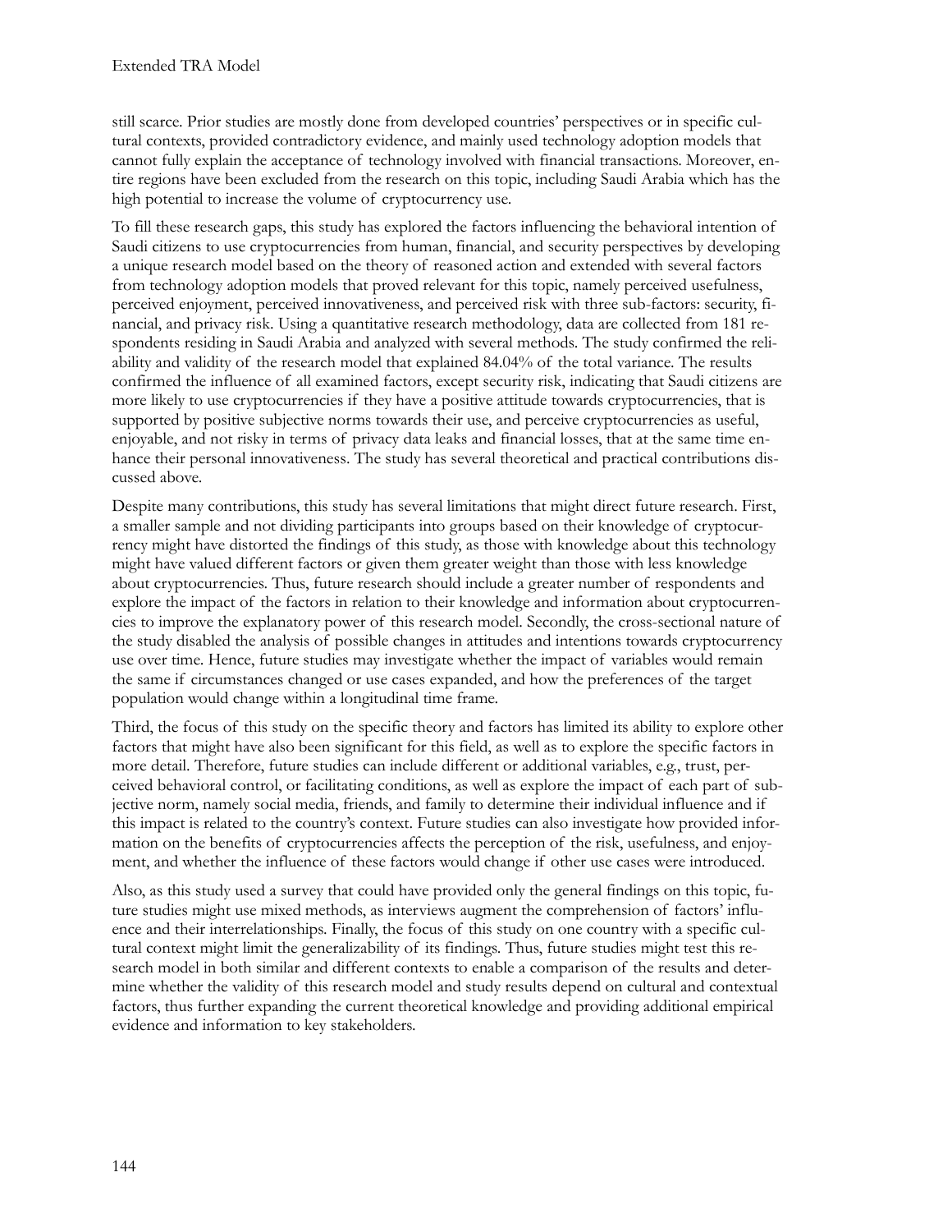still scarce. Prior studies are mostly done from developed countries' perspectives or in specific cultural contexts, provided contradictory evidence, and mainly used technology adoption models that cannot fully explain the acceptance of technology involved with financial transactions. Moreover, entire regions have been excluded from the research on this topic, including Saudi Arabia which has the high potential to increase the volume of cryptocurrency use.

To fill these research gaps, this study has explored the factors influencing the behavioral intention of Saudi citizens to use cryptocurrencies from human, financial, and security perspectives by developing a unique research model based on the theory of reasoned action and extended with several factors from technology adoption models that proved relevant for this topic, namely perceived usefulness, perceived enjoyment, perceived innovativeness, and perceived risk with three sub-factors: security, financial, and privacy risk. Using a quantitative research methodology, data are collected from 181 respondents residing in Saudi Arabia and analyzed with several methods. The study confirmed the reliability and validity of the research model that explained 84.04% of the total variance. The results confirmed the influence of all examined factors, except security risk, indicating that Saudi citizens are more likely to use cryptocurrencies if they have a positive attitude towards cryptocurrencies, that is supported by positive subjective norms towards their use, and perceive cryptocurrencies as useful, enjoyable, and not risky in terms of privacy data leaks and financial losses, that at the same time enhance their personal innovativeness. The study has several theoretical and practical contributions discussed above.

Despite many contributions, this study has several limitations that might direct future research. First, a smaller sample and not dividing participants into groups based on their knowledge of cryptocurrency might have distorted the findings of this study, as those with knowledge about this technology might have valued different factors or given them greater weight than those with less knowledge about cryptocurrencies. Thus, future research should include a greater number of respondents and explore the impact of the factors in relation to their knowledge and information about cryptocurrencies to improve the explanatory power of this research model. Secondly, the cross-sectional nature of the study disabled the analysis of possible changes in attitudes and intentions towards cryptocurrency use over time. Hence, future studies may investigate whether the impact of variables would remain the same if circumstances changed or use cases expanded, and how the preferences of the target population would change within a longitudinal time frame.

Third, the focus of this study on the specific theory and factors has limited its ability to explore other factors that might have also been significant for this field, as well as to explore the specific factors in more detail. Therefore, future studies can include different or additional variables, e.g., trust, perceived behavioral control, or facilitating conditions, as well as explore the impact of each part of subjective norm, namely social media, friends, and family to determine their individual influence and if this impact is related to the country's context. Future studies can also investigate how provided information on the benefits of cryptocurrencies affects the perception of the risk, usefulness, and enjoyment, and whether the influence of these factors would change if other use cases were introduced.

Also, as this study used a survey that could have provided only the general findings on this topic, future studies might use mixed methods, as interviews augment the comprehension of factors' influence and their interrelationships. Finally, the focus of this study on one country with a specific cultural context might limit the generalizability of its findings. Thus, future studies might test this research model in both similar and different contexts to enable a comparison of the results and determine whether the validity of this research model and study results depend on cultural and contextual factors, thus further expanding the current theoretical knowledge and providing additional empirical evidence and information to key stakeholders.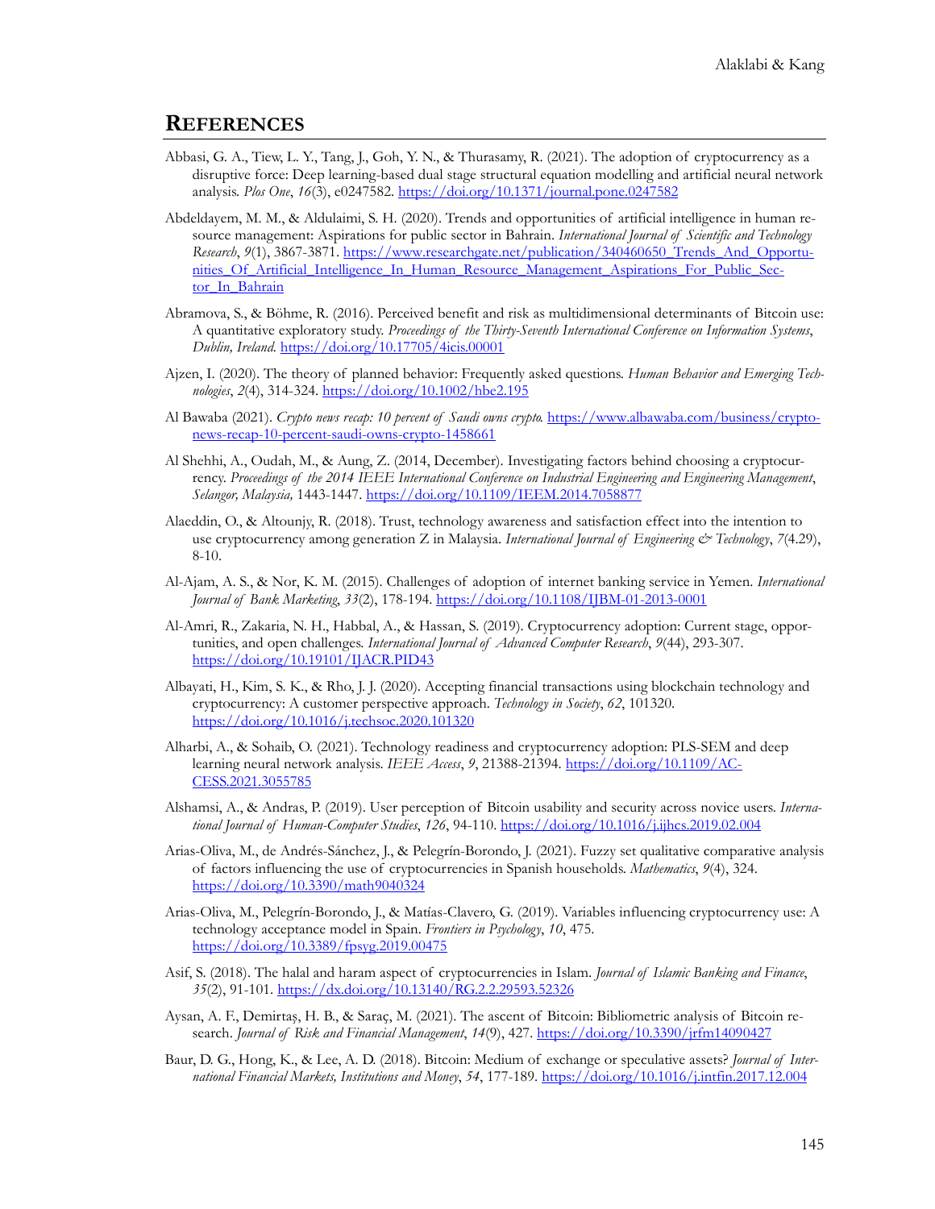## REFERENCES

Abbasi, G. A., Tiew, L. Y., Tang, J., Goh, Y. N., & Thurasamy, R. (2021). The adoption of cryptocurrency as a disruptive force: Deep learning-based dual stage structural equation modelling and artificial neural network analysis. *Plos One*, *16*(3), e0247582. https://doi.org/10.1371/journal.pone.0247582

Abdeldayem, M. M., & Aldulaimi, S. H. (2020). Trends and opportunities of artificial intelligence in human resource management: Aspirations for public sector in Bahrain. *International Journal of Scientific and Technology Research*, *9*(1), 3867-3871. https://www.researchgate.net/publication/340460650_Trends_And_Opportunities_Of_Artificial_Intelligence_In_Human_Resource_Management_Aspirations_For_Public_Sector_In_Bahrain

Abramova, S., & Böhme, R. (2016). Perceived benefit and risk as multidimensional determinants of Bitcoin use: A quantitative exploratory study. *Proceedings of the Thirty-Seventh International Conference on Information Systems, Dublin, Ireland*. https://doi.org/10.17705/4icis.00001

Ajzen, I. (2020). The theory of planned behavior: Frequently asked questions. *Human Behavior and Emerging Technologies*, *2*(4), 314-324. https://doi.org/10.1002/hbe2.195

Al Bawaba (2021). *Crypto news recap: 10 percent of Saudi owns crypto.* https://www.albawaba.com/business/crypto-news-recap-10-percent-saudi-owns-crypto-1458661

Al Shehhi, A., Oudah, M., & Aung, Z. (2014, December). Investigating factors behind choosing a cryptocurrency. *Proceedings of the 2014 IEEE International Conference on Industrial Engineering and Engineering Management, Selangor, Malaysia,* 1443-1447. https://doi.org/10.1109/IEEM.2014.7058877

Alaeddin, O., & Altounjy, R. (2018). Trust, technology awareness and satisfaction effect into the intention to use cryptocurrency among generation Z in Malaysia. *International Journal of Engineering & Technology*, *7*(4.29), 8-10.

Al-Ajam, A. S., & Nor, K. M. (2015). Challenges of adoption of internet banking service in Yemen. *International Journal of Bank Marketing*, *33*(2), 178-194. https://doi.org/10.1108/IJBM-01-2013-0001

Al-Amri, R., Zakaria, N. H., Habbal, A., & Hassan, S. (2019). Cryptocurrency adoption: Current stage, opportunities, and open challenges. *International Journal of Advanced Computer Research*, *9*(44), 293-307. https://doi.org/10.19101/IJACR.PID43

Albayati, H., Kim, S. K., & Rho, J. J. (2020). Accepting financial transactions using blockchain technology and cryptocurrency: A customer perspective approach. *Technology in Society*, *62*, 101320. https://doi.org/10.1016/j.techsoc.2020.101320

Alharbi, A., & Sohaib, O. (2021). Technology readiness and cryptocurrency adoption: PLS-SEM and deep learning neural network analysis. *IEEE Access*, *9*, 21388-21394. https://doi.org/10.1109/ACCESS.2021.3055785

Alshamsi, A., & Andras, P. (2019). User perception of Bitcoin usability and security across novice users. *International Journal of Human-Computer Studies*, *126*, 94-110. https://doi.org/10.1016/j.ijhcs.2019.02.004

Arias-Oliva, M., de Andrés-Sánchez, J., & Pelegrín-Borondo, J. (2021). Fuzzy set qualitative comparative analysis of factors influencing the use of cryptocurrencies in Spanish households. *Mathematics*, *9*(4), 324. https://doi.org/10.3390/math9040324

Arias-Oliva, M., Pelegrín-Borondo, J., & Matías-Clavero, G. (2019). Variables influencing cryptocurrency use: A technology acceptance model in Spain. *Frontiers in Psychology*, *10*, 475. https://doi.org/10.3389/fpsyg.2019.00475

Asif, S. (2018). The halal and haram aspect of cryptocurrencies in Islam. *Journal of Islamic Banking and Finance*, *35*(2), 91-101. https://dx.doi.org/10.13140/RG.2.2.29593.52326

Aysan, A. F., Demirtaş, H. B., & Saraç, M. (2021). The ascent of Bitcoin: Bibliometric analysis of Bitcoin research. *Journal of Risk and Financial Management*, *14*(9), 427. https://doi.org/10.3390/jrfm14090427

Baur, D. G., Hong, K., & Lee, A. D. (2018). Bitcoin: Medium of exchange or speculative assets? *Journal of International Financial Markets, Institutions and Money*, *54*, 177-189. https://doi.org/10.1016/j.intfin.2017.12.004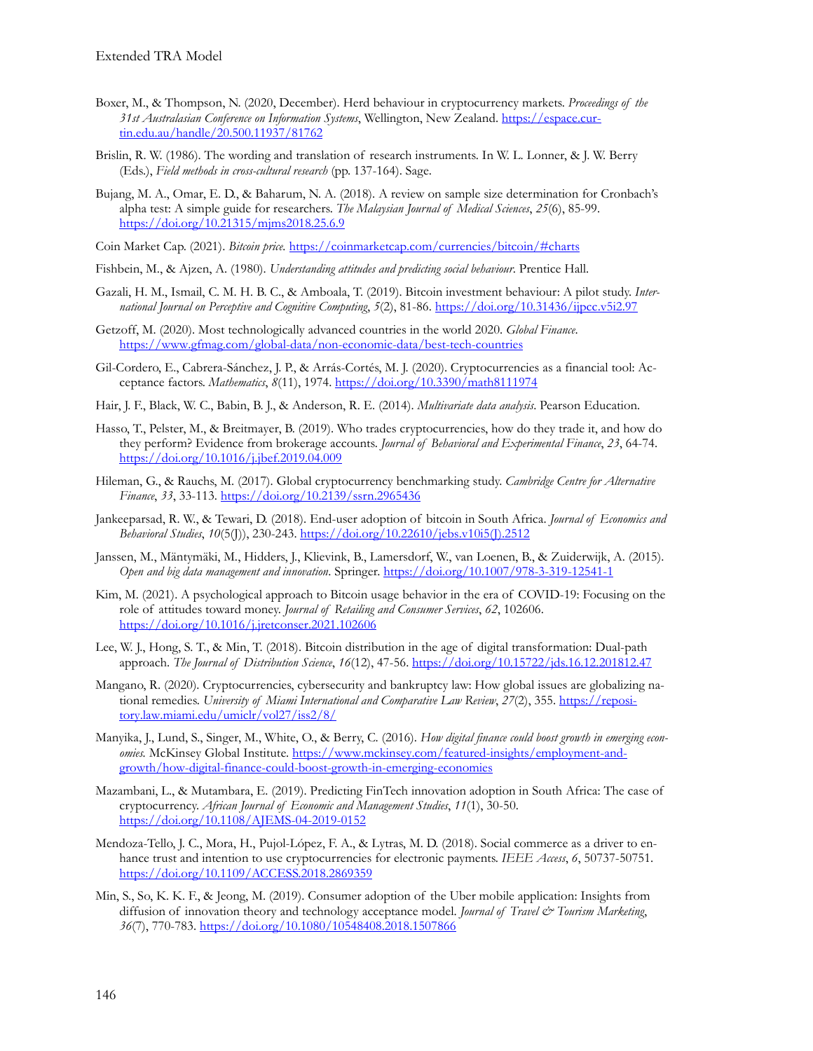Boxer, M., & Thompson, N. (2020, December). Herd behaviour in cryptocurrency markets. *Proceedings of the 31st Australasian Conference on Information Systems*, Wellington, New Zealand. https://espace.curtin.edu.au/handle/20.500.11937/81762

Brislin, R. W. (1986). The wording and translation of research instruments. In W. L. Lonner, & J. W. Berry (Eds.), *Field methods in cross-cultural research* (pp. 137-164). Sage.

Bujang, M. A., Omar, E. D., & Baharum, N. A. (2018). A review on sample size determination for Cronbach's alpha test: A simple guide for researchers. *The Malaysian Journal of Medical Sciences*, *25*(6), 85-99. https://doi.org/10.21315/mjms2018.25.6.9

Coin Market Cap. (2021). *Bitcoin price.* https://coinmarketcap.com/currencies/bitcoin/#charts

Fishbein, M., & Ajzen, A. (1980). *Understanding attitudes and predicting social behaviour.* Prentice Hall.

Gazali, H. M., Ismail, C. M. H. B. C., & Amboala, T. (2019). Bitcoin investment behaviour: A pilot study. *International Journal on Perceptive and Cognitive Computing*, *5*(2), 81-86. https://doi.org/10.31436/ijpcc.v5i2.97

Getzoff, M. (2020). Most technologically advanced countries in the world 2020. *Global Finance.* https://www.gfmag.com/global-data/non-economic-data/best-tech-countries

Gil-Cordero, E., Cabrera-Sánchez, J. P., & Arrás-Cortés, M. J. (2020). Cryptocurrencies as a financial tool: Acceptance factors. *Mathematics*, *8*(11), 1974. https://doi.org/10.3390/math8111974

Hair, J. F., Black, W. C., Babin, B. J., & Anderson, R. E. (2014). *Multivariate data analysis*. Pearson Education.

Hasso, T., Pelster, M., & Breitmayer, B. (2019). Who trades cryptocurrencies, how do they trade it, and how do they perform? Evidence from brokerage accounts. *Journal of Behavioral and Experimental Finance*, *23*, 64-74. https://doi.org/10.1016/j.jbef.2019.04.009

Hileman, G., & Rauchs, M. (2017). Global cryptocurrency benchmarking study. *Cambridge Centre for Alternative Finance*, *33*, 33-113. https://doi.org/10.2139/ssrn.2965436

Jankeeparsad, R. W., & Tewari, D. (2018). End-user adoption of bitcoin in South Africa. *Journal of Economics and Behavioral Studies*, *10*(5(J)), 230-243. https://doi.org/10.22610/jebs.v10i5(J).2512

Janssen, M., Mäntymäki, M., Hidders, J., Klievink, B., Lamersdorf, W., van Loenen, B., & Zuiderwijk, A. (2015). *Open and big data management and innovation*. Springer. https://doi.org/10.1007/978-3-319-12541-1

Kim, M. (2021). A psychological approach to Bitcoin usage behavior in the era of COVID-19: Focusing on the role of attitudes toward money. *Journal of Retailing and Consumer Services*, *62*, 102606. https://doi.org/10.1016/j.jretconser.2021.102606

Lee, W. J., Hong, S. T., & Min, T. (2018). Bitcoin distribution in the age of digital transformation: Dual-path approach. *The Journal of Distribution Science*, *16*(12), 47-56. https://doi.org/10.15722/jds.16.12.201812.47

Mangano, R. (2020). Cryptocurrencies, cybersecurity and bankruptcy law: How global issues are globalizing national remedies. *University of Miami International and Comparative Law Review*, *27*(2), 355. https://repository.law.miami.edu/umiclr/vol27/iss2/8/

Manyika, J., Lund, S., Singer, M., White, O., & Berry, C. (2016). *How digital finance could boost growth in emerging economies.* McKinsey Global Institute. https://www.mckinsey.com/featured-insights/employment-and-growth/how-digital-finance-could-boost-growth-in-emerging-economies

Mazambani, L., & Mutambara, E. (2019). Predicting FinTech innovation adoption in South Africa: The case of cryptocurrency. *African Journal of Economic and Management Studies*, *11*(1), 30-50. https://doi.org/10.1108/AJEMS-04-2019-0152

Mendoza-Tello, J. C., Mora, H., Pujol-López, F. A., & Lytras, M. D. (2018). Social commerce as a driver to enhance trust and intention to use cryptocurrencies for electronic payments. *IEEE Access*, *6*, 50737-50751. https://doi.org/10.1109/ACCESS.2018.2869359

Min, S., So, K. K. F., & Jeong, M. (2019). Consumer adoption of the Uber mobile application: Insights from diffusion of innovation theory and technology acceptance model. *Journal of Travel & Tourism Marketing*, *36*(7), 770-783. https://doi.org/10.1080/10548408.2018.1507866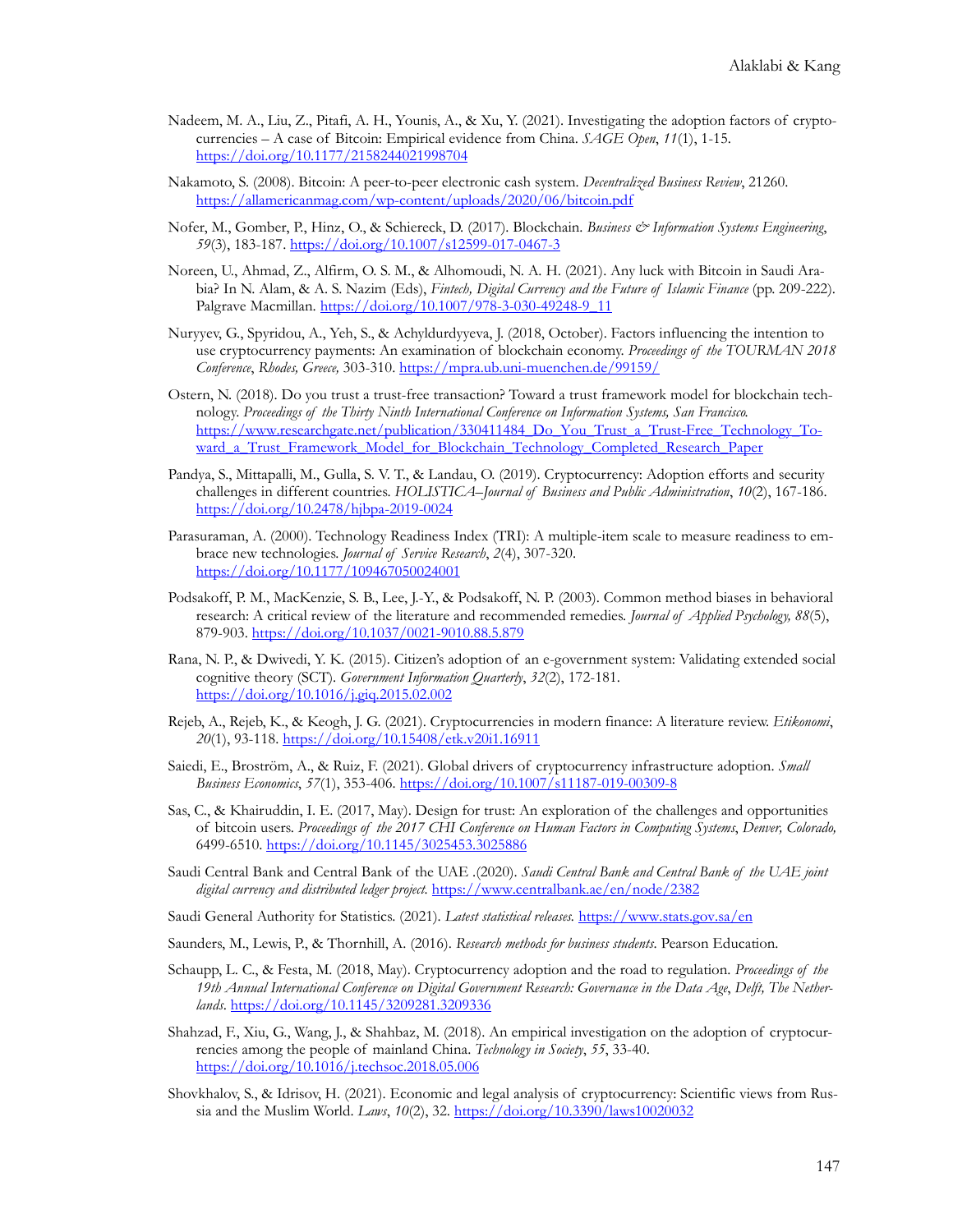Nadeem, M. A., Liu, Z., Pitafi, A. H., Younis, A., & Xu, Y. (2021). Investigating the adoption factors of cryptocurrencies – A case of Bitcoin: Empirical evidence from China. *SAGE Open*, *11*(1), 1-15. https://doi.org/10.1177/2158244021998704

Nakamoto, S. (2008). Bitcoin: A peer-to-peer electronic cash system. *Decentralized Business Review*, 21260. https://allamericanmag.com/wp-content/uploads/2020/06/bitcoin.pdf

Nofer, M., Gomber, P., Hinz, O., & Schiereck, D. (2017). Blockchain. *Business & Information Systems Engineering*, *59*(3), 183-187. https://doi.org/10.1007/s12599-017-0467-3

Noreen, U., Ahmad, Z., Alfirm, O. S. M., & Alhomoudi, N. A. H. (2021). Any luck with Bitcoin in Saudi Arabia? In N. Alam, & A. S. Nazim (Eds), *Fintech, Digital Currency and the Future of Islamic Finance* (pp. 209-222). Palgrave Macmillan. https://doi.org/10.1007/978-3-030-49248-9_11

Nuryyev, G., Spyridou, A., Yeh, S., & Achyldurdyyeva, J. (2018, October). Factors influencing the intention to use cryptocurrency payments: An examination of blockchain economy. *Proceedings of the TOURMAN 2018 Conference*, *Rhodes, Greece,* 303-310. https://mpra.ub.uni-muenchen.de/99159/

Ostern, N. (2018). Do you trust a trust-free transaction? Toward a trust framework model for blockchain technology. *Proceedings of the Thirty Ninth International Conference on Information Systems, San Francisco.* https://www.researchgate.net/publication/330411484_Do_You_Trust_a_Trust-Free_Technology_Toward_a_Trust_Framework_Model_for_Blockchain_Technology_Completed_Research_Paper

Pandya, S., Mittapalli, M., Gulla, S. V. T., & Landau, O. (2019). Cryptocurrency: Adoption efforts and security challenges in different countries. *HOLISTICA–Journal of Business and Public Administration*, *10*(2), 167-186. https://doi.org/10.2478/hjbpa-2019-0024

Parasuraman, A. (2000). Technology Readiness Index (TRI): A multiple-item scale to measure readiness to embrace new technologies. *Journal of Service Research*, *2*(4), 307-320. https://doi.org/10.1177/109467050024001

Podsakoff, P. M., MacKenzie, S. B., Lee, J.-Y., & Podsakoff, N. P. (2003). Common method biases in behavioral research: A critical review of the literature and recommended remedies. *Journal of Applied Psychology, 88*(5), 879-903. https://doi.org/10.1037/0021-9010.88.5.879

Rana, N. P., & Dwivedi, Y. K. (2015). Citizen's adoption of an e-government system: Validating extended social cognitive theory (SCT). *Government Information Quarterly*, *32*(2), 172-181. https://doi.org/10.1016/j.giq.2015.02.002

Rejeb, A., Rejeb, K., & Keogh, J. G. (2021). Cryptocurrencies in modern finance: A literature review. *Etikonomi*, *20*(1), 93-118. https://doi.org/10.15408/etk.v20i1.16911

Saiedi, E., Broström, A., & Ruiz, F. (2021). Global drivers of cryptocurrency infrastructure adoption. *Small Business Economics*, *57*(1), 353-406. https://doi.org/10.1007/s11187-019-00309-8

Sas, C., & Khairuddin, I. E. (2017, May). Design for trust: An exploration of the challenges and opportunities of bitcoin users. *Proceedings of the 2017 CHI Conference on Human Factors in Computing Systems*, *Denver, Colorado,* 6499-6510. https://doi.org/10.1145/3025453.3025886

Saudi Central Bank and Central Bank of the UAE .(2020). *Saudi Central Bank and Central Bank of the UAE joint digital currency and distributed ledger project.* https://www.centralbank.ae/en/node/2382

Saudi General Authority for Statistics. (2021). *Latest statistical releases.* https://www.stats.gov.sa/en

Saunders, M., Lewis, P., & Thornhill, A. (2016). *Research methods for business students*. Pearson Education.

Schaupp, L. C., & Festa, M. (2018, May). Cryptocurrency adoption and the road to regulation. *Proceedings of the 19th Annual International Conference on Digital Government Research: Governance in the Data Age*, *Delft, The Netherlands*. https://doi.org/10.1145/3209281.3209336

Shahzad, F., Xiu, G., Wang, J., & Shahbaz, M. (2018). An empirical investigation on the adoption of cryptocurrencies among the people of mainland China. *Technology in Society*, *55*, 33-40. https://doi.org/10.1016/j.techsoc.2018.05.006

Shovkhalov, S., & Idrisov, H. (2021). Economic and legal analysis of cryptocurrency: Scientific views from Russia and the Muslim World. *Laws*, *10*(2), 32. https://doi.org/10.3390/laws10020032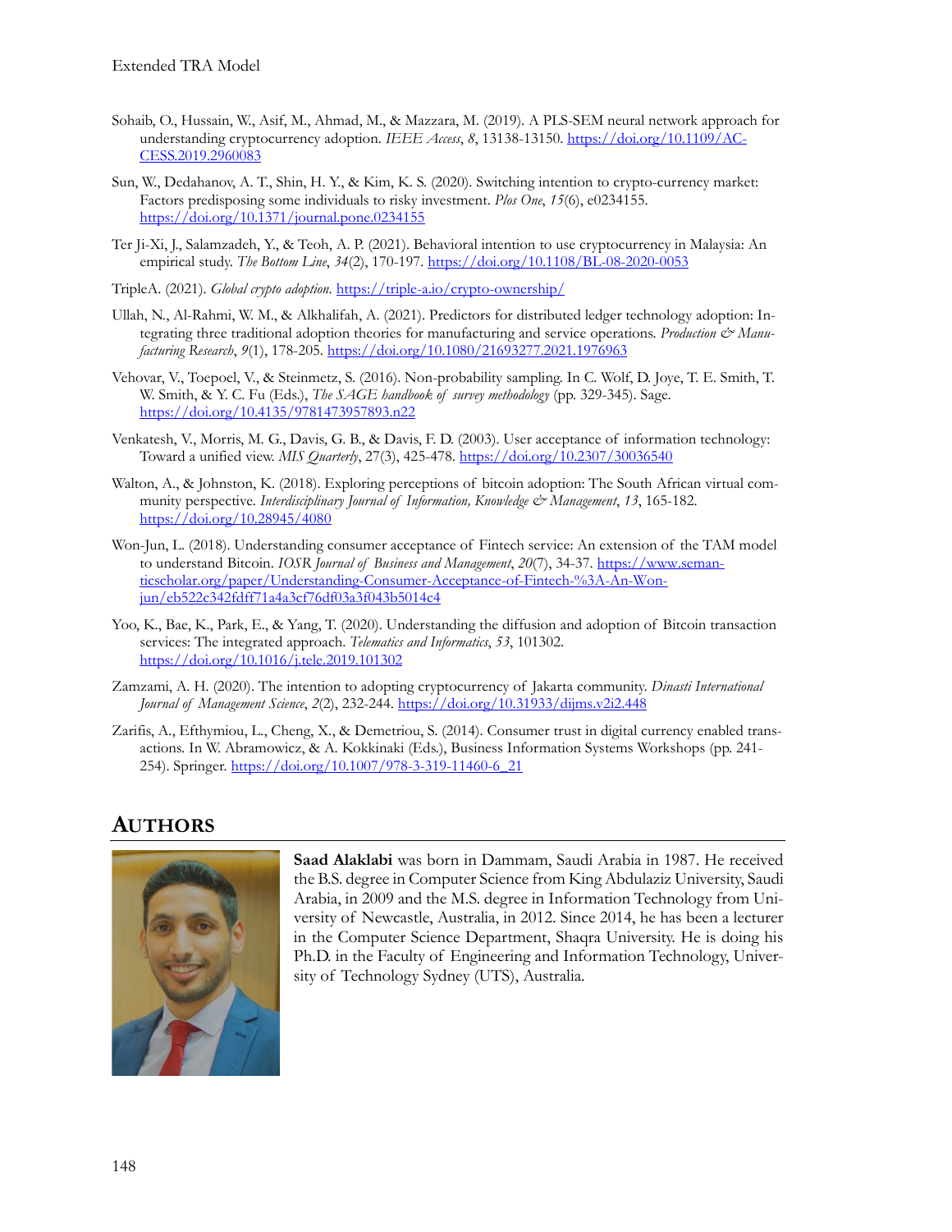Sohaib, O., Hussain, W., Asif, M., Ahmad, M., & Mazzara, M. (2019). A PLS-SEM neural network approach for understanding cryptocurrency adoption. *IEEE Access*, *8*, 13138-13150. https://doi.org/10.1109/ACCESS.2019.2960083

Sun, W., Dedahanov, A. T., Shin, H. Y., & Kim, K. S. (2020). Switching intention to crypto-currency market: Factors predisposing some individuals to risky investment. *Plos One*, *15*(6), e0234155. https://doi.org/10.1371/journal.pone.0234155

Ter Ji-Xi, J., Salamzadeh, Y., & Teoh, A. P. (2021). Behavioral intention to use cryptocurrency in Malaysia: An empirical study. *The Bottom Line*, *34*(2), 170-197. https://doi.org/10.1108/BL-08-2020-0053

TripleA. (2021). *Global crypto adoption*. https://triple-a.io/crypto-ownership/

Ullah, N., Al-Rahmi, W. M., & Alkhalifah, A. (2021). Predictors for distributed ledger technology adoption: Integrating three traditional adoption theories for manufacturing and service operations. *Production & Manufacturing Research*, *9*(1), 178-205. https://doi.org/10.1080/21693277.2021.1976963

Vehovar, V., Toepoel, V., & Steinmetz, S. (2016). Non-probability sampling. In C. Wolf, D. Joye, T. E. Smith, T. W. Smith, & Y. C. Fu (Eds.), *The SAGE handbook of survey methodology* (pp. 329-345). Sage. https://doi.org/10.4135/9781473957893.n22

Venkatesh, V., Morris, M. G., Davis, G. B., & Davis, F. D. (2003). User acceptance of information technology: Toward a unified view. *MIS Quarterly*, 27(3), 425-478. https://doi.org/10.2307/30036540

Walton, A., & Johnston, K. (2018). Exploring perceptions of bitcoin adoption: The South African virtual community perspective. *Interdisciplinary Journal of Information, Knowledge & Management*, *13*, 165-182. https://doi.org/10.28945/4080

Won-Jun, L. (2018). Understanding consumer acceptance of Fintech service: An extension of the TAM model to understand Bitcoin. *IOSR Journal of Business and Management*, *20*(7), 34-37. https://www.semanticscholar.org/paper/Understanding-Consumer-Acceptance-of-Fintech-%3A-An-Won-jun/eb522c342fdff71a4a3cf76df03a3f043b5014c4

Yoo, K., Bae, K., Park, E., & Yang, T. (2020). Understanding the diffusion and adoption of Bitcoin transaction services: The integrated approach. *Telematics and Informatics*, *53*, 101302. https://doi.org/10.1016/j.tele.2019.101302

Zamzami, A. H. (2020). The intention to adopting cryptocurrency of Jakarta community. *Dinasti International Journal of Management Science*, *2*(2), 232-244. https://doi.org/10.31933/dijms.v2i2.448

Zarifis, A., Efthymiou, L., Cheng, X., & Demetriou, S. (2014). Consumer trust in digital currency enabled transactions. In W. Abramowicz, & A. Kokkinaki (Eds.), Business Information Systems Workshops (pp. 241-254). Springer. https://doi.org/10.1007/978-3-319-11460-6_21

## AUTHORS

**Saad Alaklabi** was born in Dammam, Saudi Arabia in 1987. He received the B.S. degree in Computer Science from King Abdulaziz University, Saudi Arabia, in 2009 and the M.S. degree in Information Technology from University of Newcastle, Australia, in 2012. Since 2014, he has been a lecturer in the Computer Science Department, Shaqra University. He is doing his Ph.D. in the Faculty of Engineering and Information Technology, University of Technology Sydney (UTS), Australia.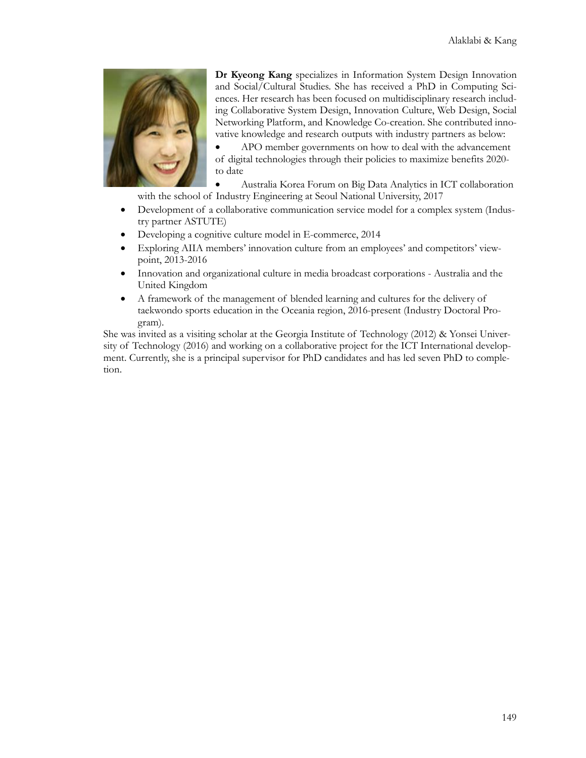**Dr Kyeong Kang** specializes in Information System Design Innovation and Social/Cultural Studies. She has received a PhD in Computing Sciences. Her research has been focused on multidisciplinary research including Collaborative System Design, Innovation Culture, Web Design, Social Networking Platform, and Knowledge Co-creation. She contributed innovative knowledge and research outputs with industry partners as below:

- APO member governments on how to deal with the advancement of digital technologies through their policies to maximize benefits 2020-to date
- Australia Korea Forum on Big Data Analytics in ICT collaboration with the school of Industry Engineering at Seoul National University, 2017
- Development of a collaborative communication service model for a complex system (Industry partner ASTUTE)
- Developing a cognitive culture model in E-commerce, 2014
- Exploring AIIA members' innovation culture from an employees' and competitors' viewpoint, 2013-2016
- Innovation and organizational culture in media broadcast corporations - Australia and the United Kingdom
- A framework of the management of blended learning and cultures for the delivery of taekwondo sports education in the Oceania region, 2016-present (Industry Doctoral Program).

She was invited as a visiting scholar at the Georgia Institute of Technology (2012) & Yonsei University of Technology (2016) and working on a collaborative project for the ICT International development. Currently, she is a principal supervisor for PhD candidates and has led seven PhD to completion.